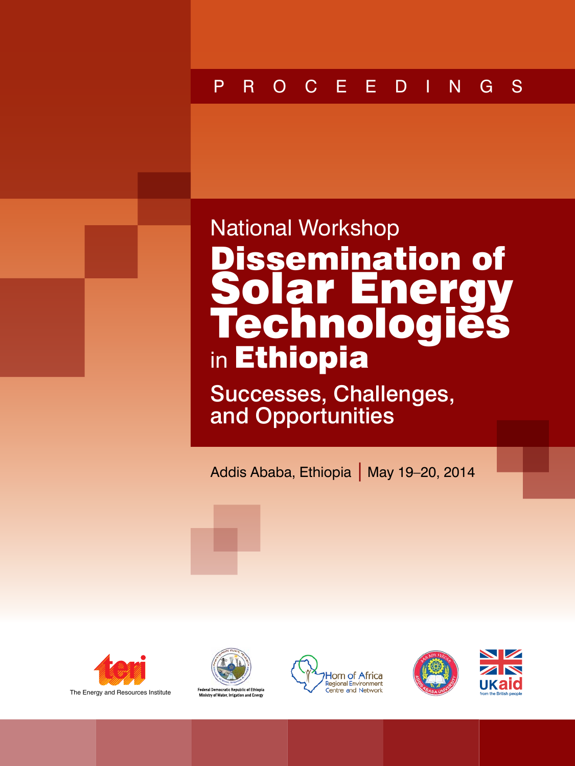PROCEEDINGS

National Workshop

# Dissemination of Solar Energy Technologies in Ethiopia

## Successes, Challenges, and Opportunities

Addis Ababa, Ethiopia | May 19–20, 2014

The Energy and Resources Institute

Federal Democratic Republic of Ethiopia
Ministry of Water, Irrigation and Energy

Horn of Africa Regional Environment Centre and Network

UKaid from the British people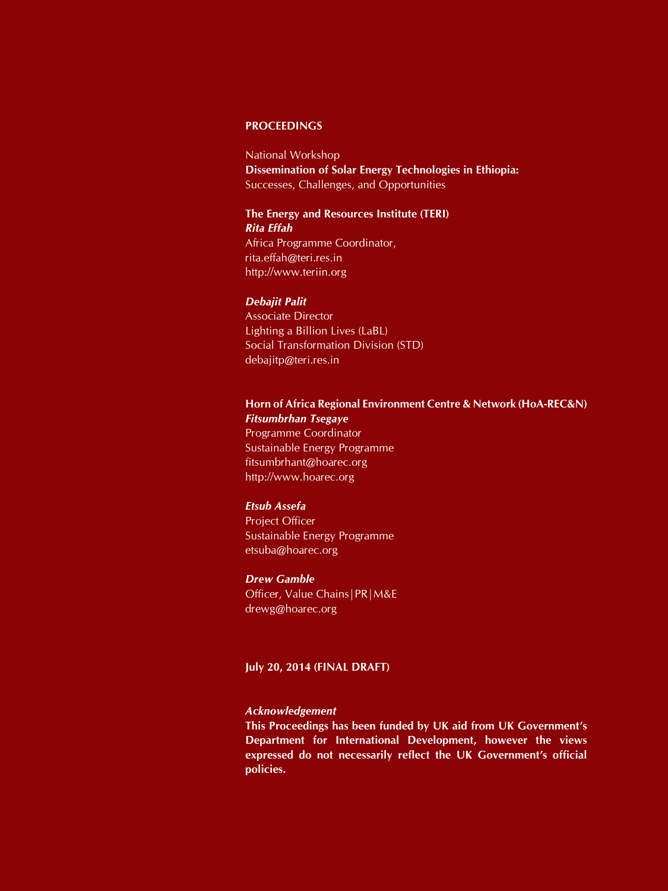**PROCEEDINGS**

National Workshop
**Dissemination of Solar Energy Technologies in Ethiopia:**
Successes, Challenges, and Opportunities

**The Energy and Resources Institute (TERI)**
***Rita Effah***
Africa Programme Coordinator,
rita.effah@teri.res.in
http://www.teriin.org

***Debajit Palit***
Associate Director
Lighting a Billion Lives (LaBL)
Social Transformation Division (STD)
debajitp@teri.res.in

**Horn of Africa Regional Environment Centre & Network (HoA-REC&N)**
***Fitsumbrhan Tsegaye***
Programme Coordinator
Sustainable Energy Programme
fitsumbrhant@hoarec.org
http://www.hoarec.org

***Etsub Assefa***
Project Officer
Sustainable Energy Programme
etsuba@hoarec.org

***Drew Gamble***
Officer, Value Chains|PR|M&E
drewg@hoarec.org

**July 20, 2014 (FINAL DRAFT)**

***Acknowledgement***
**This Proceedings has been funded by UK aid from UK Government's Department for International Development, however the views expressed do not necessarily reflect the UK Government's official policies.**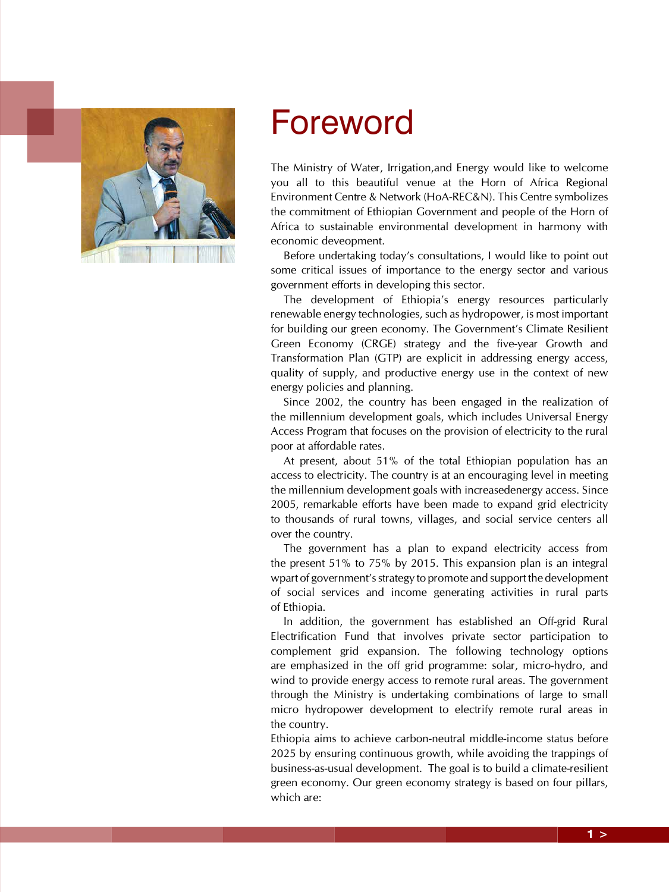# Foreword

The Ministry of Water, Irrigation,and Energy would like to welcome you all to this beautiful venue at the Horn of Africa Regional Environment Centre & Network (HoA-REC&N). This Centre symbolizes the commitment of Ethiopian Government and people of the Horn of Africa to sustainable environmental development in harmony with economic deveopment.

Before undertaking today's consultations, I would like to point out some critical issues of importance to the energy sector and various government efforts in developing this sector.

The development of Ethiopia's energy resources particularly renewable energy technologies, such as hydropower, is most important for building our green economy. The Government's Climate Resilient Green Economy (CRGE) strategy and the five-year Growth and Transformation Plan (GTP) are explicit in addressing energy access, quality of supply, and productive energy use in the context of new energy policies and planning.

Since 2002, the country has been engaged in the realization of the millennium development goals, which includes Universal Energy Access Program that focuses on the provision of electricity to the rural poor at affordable rates.

At present, about 51% of the total Ethiopian population has an access to electricity. The country is at an encouraging level in meeting the millennium development goals with increasedenergy access. Since 2005, remarkable efforts have been made to expand grid electricity to thousands of rural towns, villages, and social service centers all over the country.

The government has a plan to expand electricity access from the present 51% to 75% by 2015. This expansion plan is an integral wpart of government's strategy to promote and support the development of social services and income generating activities in rural parts of Ethiopia.

In addition, the government has established an Off-grid Rural Electrification Fund that involves private sector participation to complement grid expansion. The following technology options are emphasized in the off grid programme: solar, micro-hydro, and wind to provide energy access to remote rural areas. The government through the Ministry is undertaking combinations of large to small micro hydropower development to electrify remote rural areas in the country.

Ethiopia aims to achieve carbon-neutral middle-income status before 2025 by ensuring continuous growth, while avoiding the trappings of business-as-usual development. The goal is to build a climate-resilient green economy. Our green economy strategy is based on four pillars, which are: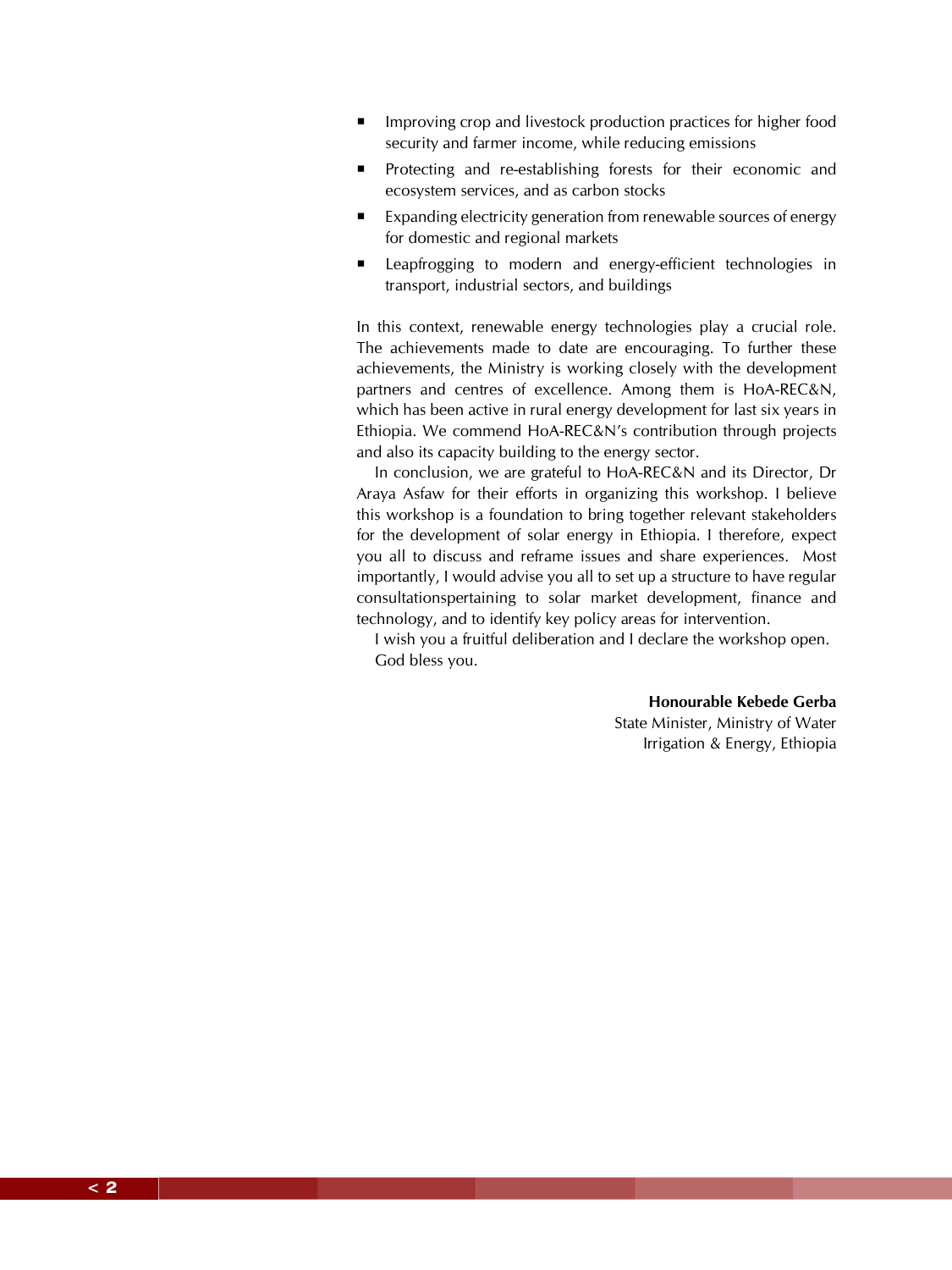- Improving crop and livestock production practices for higher food security and farmer income, while reducing emissions
- Protecting and re-establishing forests for their economic and ecosystem services, and as carbon stocks
- Expanding electricity generation from renewable sources of energy for domestic and regional markets
- Leapfrogging to modern and energy-efficient technologies in transport, industrial sectors, and buildings

In this context, renewable energy technologies play a crucial role. The achievements made to date are encouraging. To further these achievements, the Ministry is working closely with the development partners and centres of excellence. Among them is HoA-REC&N, which has been active in rural energy development for last six years in Ethiopia. We commend HoA-REC&N's contribution through projects and also its capacity building to the energy sector.

In conclusion, we are grateful to HoA-REC&N and its Director, Dr Araya Asfaw for their efforts in organizing this workshop. I believe this workshop is a foundation to bring together relevant stakeholders for the development of solar energy in Ethiopia. I therefore, expect you all to discuss and reframe issues and share experiences. Most importantly, I would advise you all to set up a structure to have regular consultationspertaining to solar market development, finance and technology, and to identify key policy areas for intervention.

I wish you a fruitful deliberation and I declare the workshop open.

God bless you.

**Honourable Kebede Gerba**
State Minister, Ministry of Water
Irrigation & Energy, Ethiopia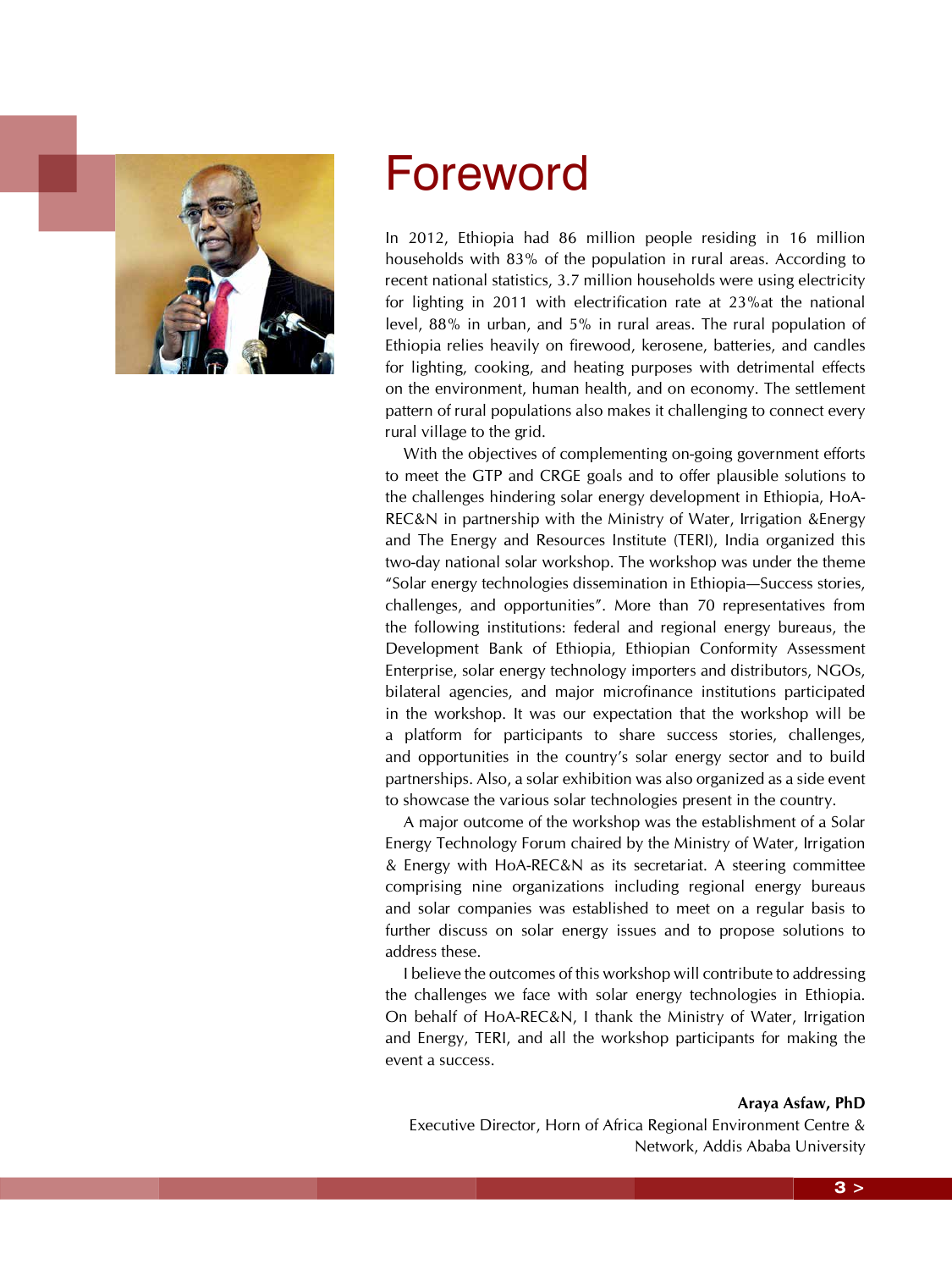# Foreword

In 2012, Ethiopia had 86 million people residing in 16 million households with 83% of the population in rural areas. According to recent national statistics, 3.7 million households were using electricity for lighting in 2011 with electrification rate at 23%at the national level, 88% in urban, and 5% in rural areas. The rural population of Ethiopia relies heavily on firewood, kerosene, batteries, and candles for lighting, cooking, and heating purposes with detrimental effects on the environment, human health, and on economy. The settlement pattern of rural populations also makes it challenging to connect every rural village to the grid.

With the objectives of complementing on-going government efforts to meet the GTP and CRGE goals and to offer plausible solutions to the challenges hindering solar energy development in Ethiopia, HoA-REC&N in partnership with the Ministry of Water, Irrigation &Energy and The Energy and Resources Institute (TERI), India organized this two-day national solar workshop. The workshop was under the theme "Solar energy technologies dissemination in Ethiopia—Success stories, challenges, and opportunities". More than 70 representatives from the following institutions: federal and regional energy bureaus, the Development Bank of Ethiopia, Ethiopian Conformity Assessment Enterprise, solar energy technology importers and distributors, NGOs, bilateral agencies, and major microfinance institutions participated in the workshop. It was our expectation that the workshop will be a platform for participants to share success stories, challenges, and opportunities in the country's solar energy sector and to build partnerships. Also, a solar exhibition was also organized as a side event to showcase the various solar technologies present in the country.

A major outcome of the workshop was the establishment of a Solar Energy Technology Forum chaired by the Ministry of Water, Irrigation & Energy with HoA-REC&N as its secretariat. A steering committee comprising nine organizations including regional energy bureaus and solar companies was established to meet on a regular basis to further discuss on solar energy issues and to propose solutions to address these.

I believe the outcomes of this workshop will contribute to addressing the challenges we face with solar energy technologies in Ethiopia. On behalf of HoA-REC&N, I thank the Ministry of Water, Irrigation and Energy, TERI, and all the workshop participants for making the event a success.

**Araya Asfaw, PhD**
Executive Director, Horn of Africa Regional Environment Centre & Network, Addis Ababa University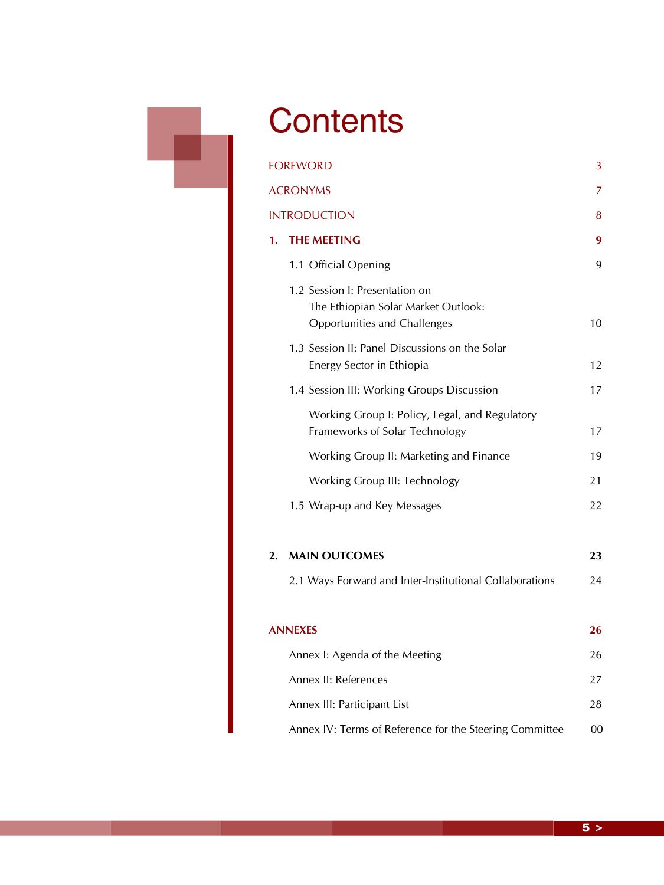# Contents

| | |
|---|---|
| FOREWORD | 3 |
| ACRONYMS | 7 |
| INTRODUCTION | 8 |
| **1. THE MEETING** | **9** |
| 1.1 Official Opening | 9 |
| 1.2 Session I: Presentation on The Ethiopian Solar Market Outlook: Opportunities and Challenges | 10 |
| 1.3 Session II: Panel Discussions on the Solar Energy Sector in Ethiopia | 12 |
| 1.4 Session III: Working Groups Discussion | 17 |
| Working Group I: Policy, Legal, and Regulatory Frameworks of Solar Technology | 17 |
| Working Group II: Marketing and Finance | 19 |
| Working Group III: Technology | 21 |
| 1.5 Wrap-up and Key Messages | 22 |
| **2. MAIN OUTCOMES** | **23** |
| 2.1 Ways Forward and Inter-Institutional Collaborations | 24 |
| **ANNEXES** | **26** |
| Annex I: Agenda of the Meeting | 26 |
| Annex II: References | 27 |
| Annex III: Participant List | 28 |
| Annex IV: Terms of Reference for the Steering Committee | 00 |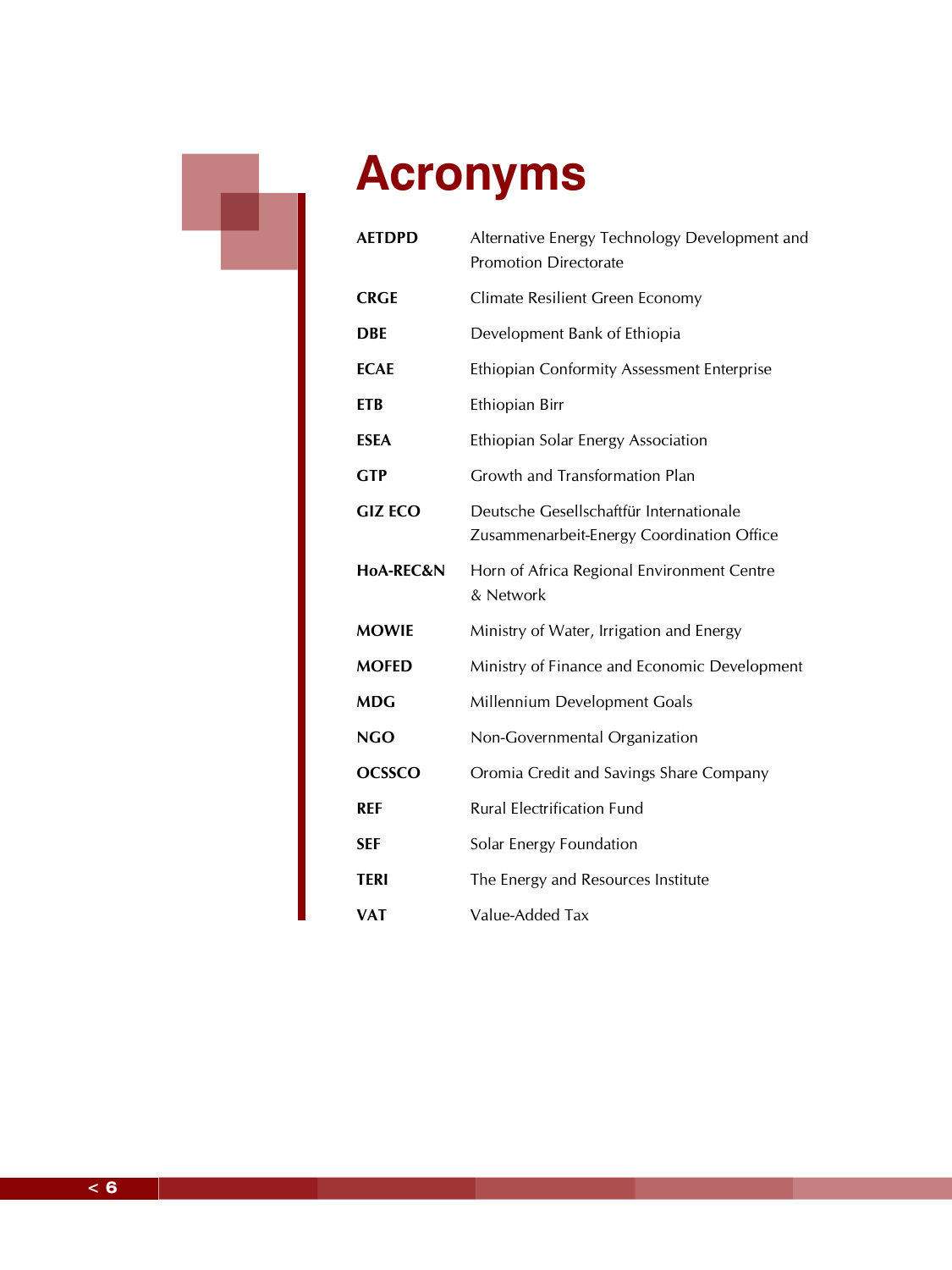# Acronyms

| | |
|---|---|
| **AETDPD** | Alternative Energy Technology Development and Promotion Directorate |
| **CRGE** | Climate Resilient Green Economy |
| **DBE** | Development Bank of Ethiopia |
| **ECAE** | Ethiopian Conformity Assessment Enterprise |
| **ETB** | Ethiopian Birr |
| **ESEA** | Ethiopian Solar Energy Association |
| **GTP** | Growth and Transformation Plan |
| **GIZ ECO** | Deutsche Gesellschaftfür Internationale Zusammenarbeit-Energy Coordination Office |
| **HoA-REC&N** | Horn of Africa Regional Environment Centre & Network |
| **MOWIE** | Ministry of Water, Irrigation and Energy |
| **MOFED** | Ministry of Finance and Economic Development |
| **MDG** | Millennium Development Goals |
| **NGO** | Non-Governmental Organization |
| **OCSSCO** | Oromia Credit and Savings Share Company |
| **REF** | Rural Electrification Fund |
| **SEF** | Solar Energy Foundation |
| **TERI** | The Energy and Resources Institute |
| **VAT** | Value-Added Tax |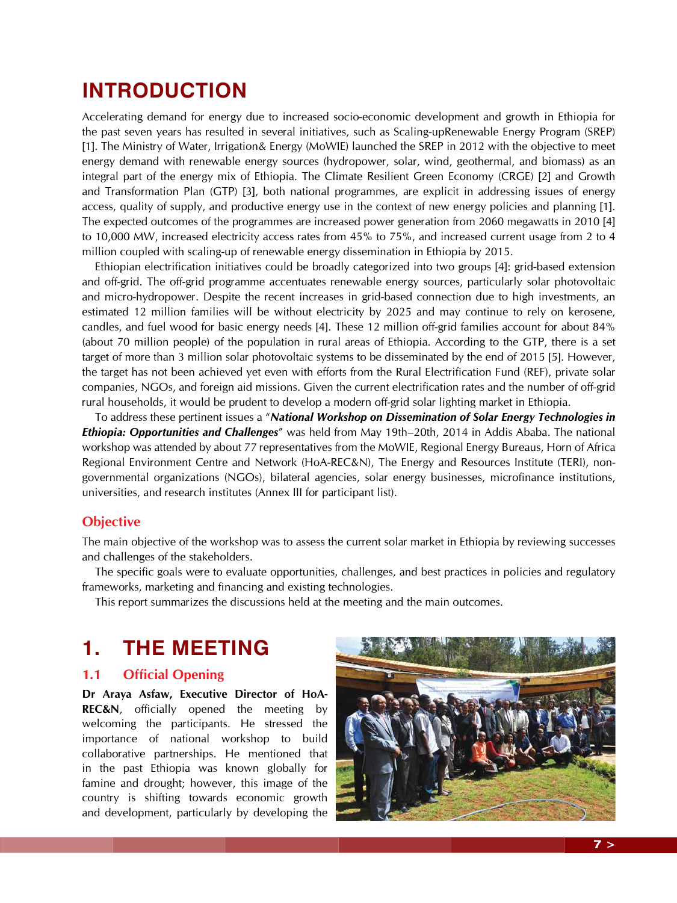# INTRODUCTION

Accelerating demand for energy due to increased socio-economic development and growth in Ethiopia for the past seven years has resulted in several initiatives, such as Scaling-upRenewable Energy Program (SREP) [1]. The Ministry of Water, Irrigation& Energy (MoWIE) launched the SREP in 2012 with the objective to meet energy demand with renewable energy sources (hydropower, solar, wind, geothermal, and biomass) as an integral part of the energy mix of Ethiopia. The Climate Resilient Green Economy (CRGE) [2] and Growth and Transformation Plan (GTP) [3], both national programmes, are explicit in addressing issues of energy access, quality of supply, and productive energy use in the context of new energy policies and planning [1]. The expected outcomes of the programmes are increased power generation from 2060 megawatts in 2010 [4] to 10,000 MW, increased electricity access rates from 45% to 75%, and increased current usage from 2 to 4 million coupled with scaling-up of renewable energy dissemination in Ethiopia by 2015.

Ethiopian electrification initiatives could be broadly categorized into two groups [4]: grid-based extension and off-grid. The off-grid programme accentuates renewable energy sources, particularly solar photovoltaic and micro-hydropower. Despite the recent increases in grid-based connection due to high investments, an estimated 12 million families will be without electricity by 2025 and may continue to rely on kerosene, candles, and fuel wood for basic energy needs [4]. These 12 million off-grid families account for about 84% (about 70 million people) of the population in rural areas of Ethiopia. According to the GTP, there is a set target of more than 3 million solar photovoltaic systems to be disseminated by the end of 2015 [5]. However, the target has not been achieved yet even with efforts from the Rural Electrification Fund (REF), private solar companies, NGOs, and foreign aid missions. Given the current electrification rates and the number of off-grid rural households, it would be prudent to develop a modern off-grid solar lighting market in Ethiopia.

To address these pertinent issues a "***National Workshop on Dissemination of Solar Energy Technologies in Ethiopia: Opportunities and Challenges***" was held from May 19th–20th, 2014 in Addis Ababa. The national workshop was attended by about 77 representatives from the MoWIE, Regional Energy Bureaus, Horn of Africa Regional Environment Centre and Network (HoA-REC&N), The Energy and Resources Institute (TERI), non-governmental organizations (NGOs), bilateral agencies, solar energy businesses, microfinance institutions, universities, and research institutes (Annex III for participant list).

## Objective

The main objective of the workshop was to assess the current solar market in Ethiopia by reviewing successes and challenges of the stakeholders.

The specific goals were to evaluate opportunities, challenges, and best practices in policies and regulatory frameworks, marketing and financing and existing technologies.

This report summarizes the discussions held at the meeting and the main outcomes.

# 1. THE MEETING

## 1.1 Official Opening

**Dr Araya Asfaw, Executive Director of HoA-REC&N**, officially opened the meeting by welcoming the participants. He stressed the importance of national workshop to build collaborative partnerships. He mentioned that in the past Ethiopia was known globally for famine and drought; however, this image of the country is shifting towards economic growth and development, particularly by developing the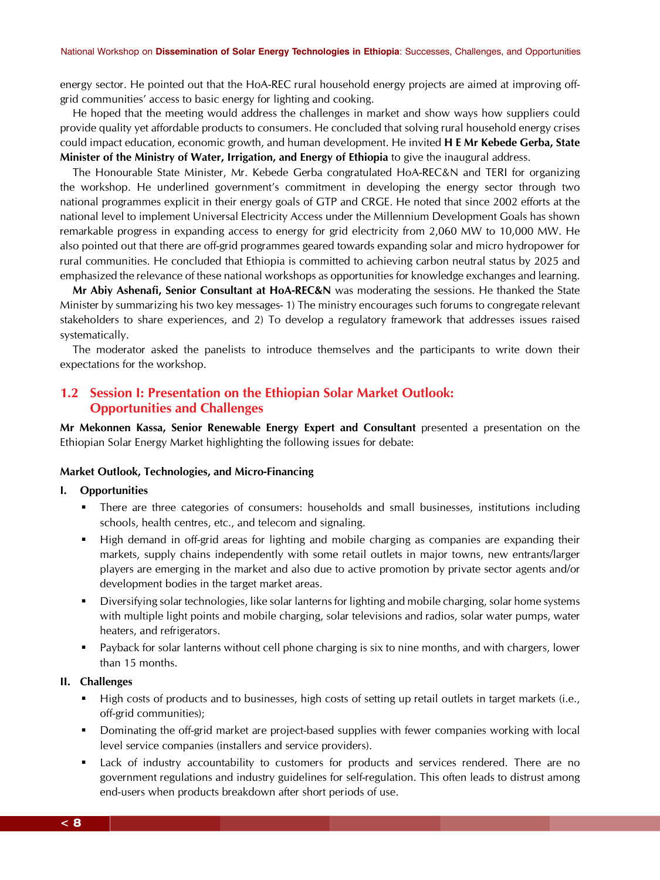energy sector. He pointed out that the HoA-REC rural household energy projects are aimed at improving off-grid communities' access to basic energy for lighting and cooking.

He hoped that the meeting would address the challenges in market and show ways how suppliers could provide quality yet affordable products to consumers. He concluded that solving rural household energy crises could impact education, economic growth, and human development. He invited **H E Mr Kebede Gerba, State Minister of the Ministry of Water, Irrigation, and Energy of Ethiopia** to give the inaugural address.

The Honourable State Minister, Mr. Kebede Gerba congratulated HoA-REC&N and TERI for organizing the workshop. He underlined government's commitment in developing the energy sector through two national programmes explicit in their energy goals of GTP and CRGE. He noted that since 2002 efforts at the national level to implement Universal Electricity Access under the Millennium Development Goals has shown remarkable progress in expanding access to energy for grid electricity from 2,060 MW to 10,000 MW. He also pointed out that there are off-grid programmes geared towards expanding solar and micro hydropower for rural communities. He concluded that Ethiopia is committed to achieving carbon neutral status by 2025 and emphasized the relevance of these national workshops as opportunities for knowledge exchanges and learning.

**Mr Abiy Ashenafi, Senior Consultant at HoA-REC&N** was moderating the sessions. He thanked the State Minister by summarizing his two key messages- 1) The ministry encourages such forums to congregate relevant stakeholders to share experiences, and 2) To develop a regulatory framework that addresses issues raised systematically.

The moderator asked the panelists to introduce themselves and the participants to write down their expectations for the workshop.

## 1.2 Session I: Presentation on the Ethiopian Solar Market Outlook: Opportunities and Challenges

**Mr Mekonnen Kassa, Senior Renewable Energy Expert and Consultant** presented a presentation on the Ethiopian Solar Energy Market highlighting the following issues for debate:

**Market Outlook, Technologies, and Micro-Financing**

**I. Opportunities**

- There are three categories of consumers: households and small businesses, institutions including schools, health centres, etc., and telecom and signaling.
- High demand in off-grid areas for lighting and mobile charging as companies are expanding their markets, supply chains independently with some retail outlets in major towns, new entrants/larger players are emerging in the market and also due to active promotion by private sector agents and/or development bodies in the target market areas.
- Diversifying solar technologies, like solar lanterns for lighting and mobile charging, solar home systems with multiple light points and mobile charging, solar televisions and radios, solar water pumps, water heaters, and refrigerators.
- Payback for solar lanterns without cell phone charging is six to nine months, and with chargers, lower than 15 months.

**II. Challenges**

- High costs of products and to businesses, high costs of setting up retail outlets in target markets (i.e., off-grid communities);
- Dominating the off-grid market are project-based supplies with fewer companies working with local level service companies (installers and service providers).
- Lack of industry accountability to customers for products and services rendered. There are no government regulations and industry guidelines for self-regulation. This often leads to distrust among end-users when products breakdown after short periods of use.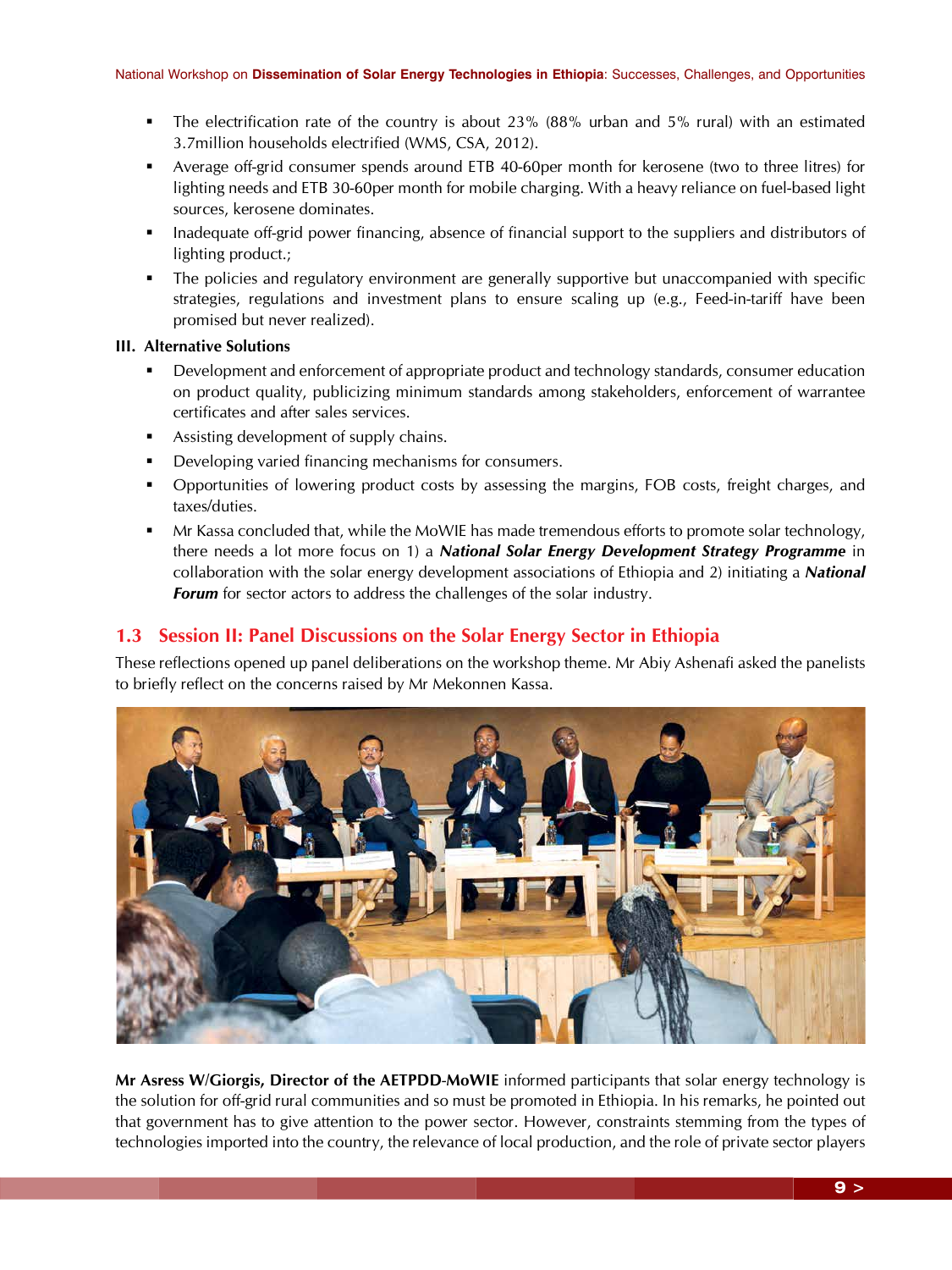- The electrification rate of the country is about 23% (88% urban and 5% rural) with an estimated 3.7million households electrified (WMS, CSA, 2012).
- Average off-grid consumer spends around ETB 40-60per month for kerosene (two to three litres) for lighting needs and ETB 30-60per month for mobile charging. With a heavy reliance on fuel-based light sources, kerosene dominates.
- Inadequate off-grid power financing, absence of financial support to the suppliers and distributors of lighting product.;
- The policies and regulatory environment are generally supportive but unaccompanied with specific strategies, regulations and investment plans to ensure scaling up (e.g., Feed-in-tariff have been promised but never realized).

**III. Alternative Solutions**

- Development and enforcement of appropriate product and technology standards, consumer education on product quality, publicizing minimum standards among stakeholders, enforcement of warrantee certificates and after sales services.
- Assisting development of supply chains.
- Developing varied financing mechanisms for consumers.
- Opportunities of lowering product costs by assessing the margins, FOB costs, freight charges, and taxes/duties.
- Mr Kassa concluded that, while the MoWIE has made tremendous efforts to promote solar technology, there needs a lot more focus on 1) a ***National Solar Energy Development Strategy Programme*** in collaboration with the solar energy development associations of Ethiopia and 2) initiating a ***National Forum*** for sector actors to address the challenges of the solar industry.

## 1.3 Session II: Panel Discussions on the Solar Energy Sector in Ethiopia

These reflections opened up panel deliberations on the workshop theme. Mr Abiy Ashenafi asked the panelists to briefly reflect on the concerns raised by Mr Mekonnen Kassa.

**Mr Asress W/Giorgis, Director of the AETPDD-MoWIE** informed participants that solar energy technology is the solution for off-grid rural communities and so must be promoted in Ethiopia. In his remarks, he pointed out that government has to give attention to the power sector. However, constraints stemming from the types of technologies imported into the country, the relevance of local production, and the role of private sector players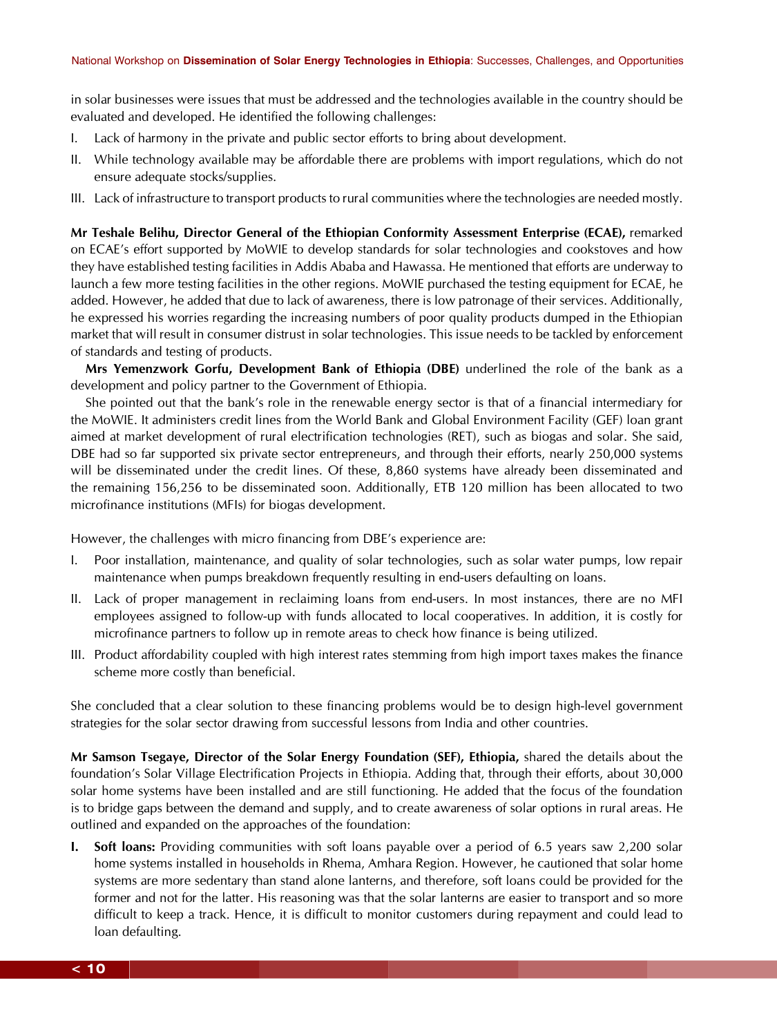in solar businesses were issues that must be addressed and the technologies available in the country should be evaluated and developed. He identified the following challenges:

I. Lack of harmony in the private and public sector efforts to bring about development.

II. While technology available may be affordable there are problems with import regulations, which do not ensure adequate stocks/supplies.

III. Lack of infrastructure to transport products to rural communities where the technologies are needed mostly.

**Mr Teshale Belihu, Director General of the Ethiopian Conformity Assessment Enterprise (ECAE),** remarked on ECAE's effort supported by MoWIE to develop standards for solar technologies and cookstoves and how they have established testing facilities in Addis Ababa and Hawassa. He mentioned that efforts are underway to launch a few more testing facilities in the other regions. MoWIE purchased the testing equipment for ECAE, he added. However, he added that due to lack of awareness, there is low patronage of their services. Additionally, he expressed his worries regarding the increasing numbers of poor quality products dumped in the Ethiopian market that will result in consumer distrust in solar technologies. This issue needs to be tackled by enforcement of standards and testing of products.

**Mrs Yemenzwork Gorfu, Development Bank of Ethiopia (DBE)** underlined the role of the bank as a development and policy partner to the Government of Ethiopia.

She pointed out that the bank's role in the renewable energy sector is that of a financial intermediary for the MoWIE. It administers credit lines from the World Bank and Global Environment Facility (GEF) loan grant aimed at market development of rural electrification technologies (RET), such as biogas and solar. She said, DBE had so far supported six private sector entrepreneurs, and through their efforts, nearly 250,000 systems will be disseminated under the credit lines. Of these, 8,860 systems have already been disseminated and the remaining 156,256 to be disseminated soon. Additionally, ETB 120 million has been allocated to two microfinance institutions (MFIs) for biogas development.

However, the challenges with micro financing from DBE's experience are:

I. Poor installation, maintenance, and quality of solar technologies, such as solar water pumps, low repair maintenance when pumps breakdown frequently resulting in end-users defaulting on loans.

II. Lack of proper management in reclaiming loans from end-users. In most instances, there are no MFI employees assigned to follow-up with funds allocated to local cooperatives. In addition, it is costly for microfinance partners to follow up in remote areas to check how finance is being utilized.

III. Product affordability coupled with high interest rates stemming from high import taxes makes the finance scheme more costly than beneficial.

She concluded that a clear solution to these financing problems would be to design high-level government strategies for the solar sector drawing from successful lessons from India and other countries.

**Mr Samson Tsegaye, Director of the Solar Energy Foundation (SEF), Ethiopia,** shared the details about the foundation's Solar Village Electrification Projects in Ethiopia. Adding that, through their efforts, about 30,000 solar home systems have been installed and are still functioning. He added that the focus of the foundation is to bridge gaps between the demand and supply, and to create awareness of solar options in rural areas. He outlined and expanded on the approaches of the foundation:

**I. Soft loans:** Providing communities with soft loans payable over a period of 6.5 years saw 2,200 solar home systems installed in households in Rhema, Amhara Region. However, he cautioned that solar home systems are more sedentary than stand alone lanterns, and therefore, soft loans could be provided for the former and not for the latter. His reasoning was that the solar lanterns are easier to transport and so more difficult to keep a track. Hence, it is difficult to monitor customers during repayment and could lead to loan defaulting.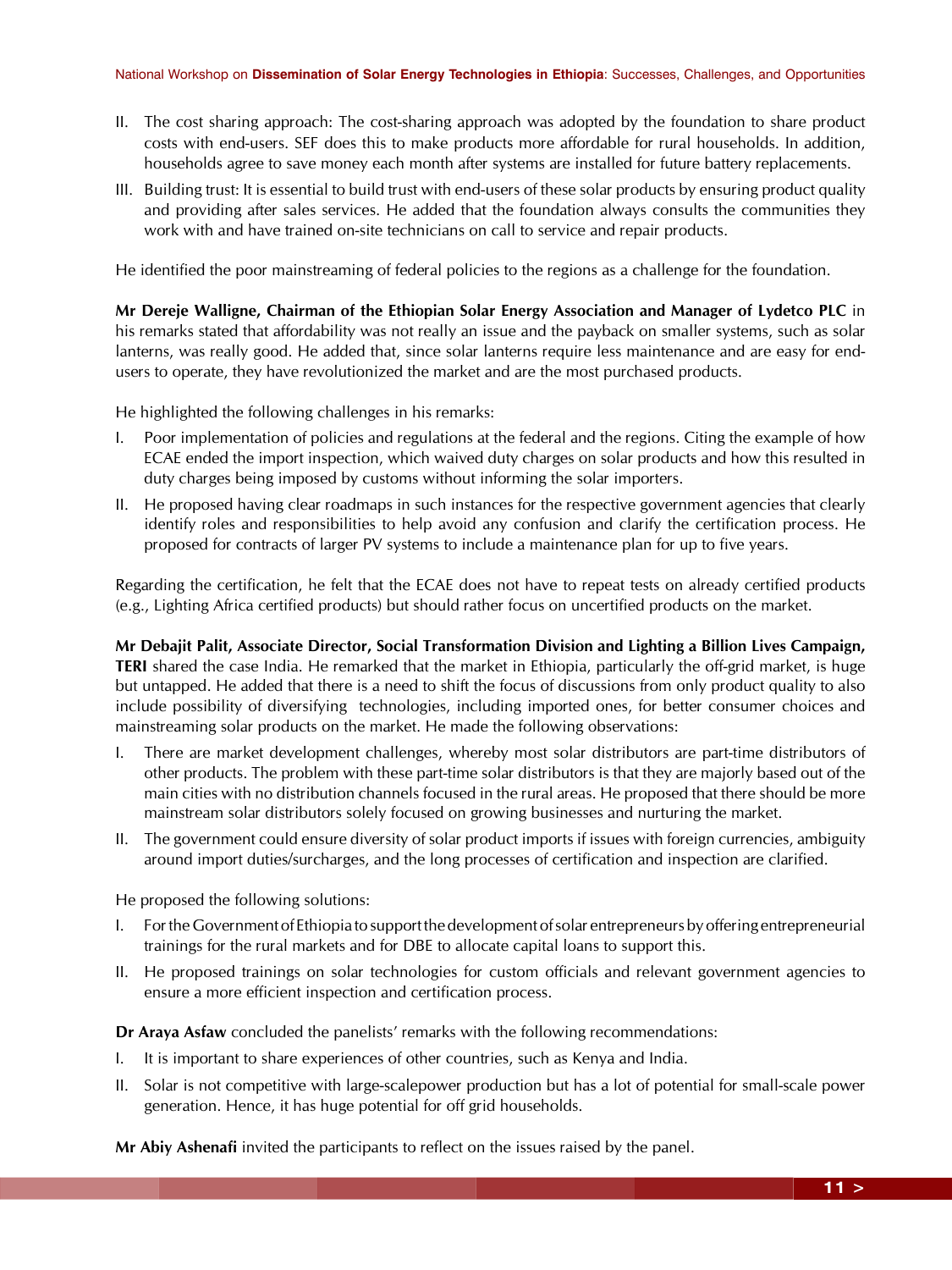II. The cost sharing approach: The cost-sharing approach was adopted by the foundation to share product costs with end-users. SEF does this to make products more affordable for rural households. In addition, households agree to save money each month after systems are installed for future battery replacements.

III. Building trust: It is essential to build trust with end-users of these solar products by ensuring product quality and providing after sales services. He added that the foundation always consults the communities they work with and have trained on-site technicians on call to service and repair products.

He identified the poor mainstreaming of federal policies to the regions as a challenge for the foundation.

**Mr Dereje Walligne, Chairman of the Ethiopian Solar Energy Association and Manager of Lydetco PLC** in his remarks stated that affordability was not really an issue and the payback on smaller systems, such as solar lanterns, was really good. He added that, since solar lanterns require less maintenance and are easy for end-users to operate, they have revolutionized the market and are the most purchased products.

He highlighted the following challenges in his remarks:

I. Poor implementation of policies and regulations at the federal and the regions. Citing the example of how ECAE ended the import inspection, which waived duty charges on solar products and how this resulted in duty charges being imposed by customs without informing the solar importers.

II. He proposed having clear roadmaps in such instances for the respective government agencies that clearly identify roles and responsibilities to help avoid any confusion and clarify the certification process. He proposed for contracts of larger PV systems to include a maintenance plan for up to five years.

Regarding the certification, he felt that the ECAE does not have to repeat tests on already certified products (e.g., Lighting Africa certified products) but should rather focus on uncertified products on the market.

**Mr Debajit Palit, Associate Director, Social Transformation Division and Lighting a Billion Lives Campaign, TERI** shared the case India. He remarked that the market in Ethiopia, particularly the off-grid market, is huge but untapped. He added that there is a need to shift the focus of discussions from only product quality to also include possibility of diversifying technologies, including imported ones, for better consumer choices and mainstreaming solar products on the market. He made the following observations:

I. There are market development challenges, whereby most solar distributors are part-time distributors of other products. The problem with these part-time solar distributors is that they are majorly based out of the main cities with no distribution channels focused in the rural areas. He proposed that there should be more mainstream solar distributors solely focused on growing businesses and nurturing the market.

II. The government could ensure diversity of solar product imports if issues with foreign currencies, ambiguity around import duties/surcharges, and the long processes of certification and inspection are clarified.

He proposed the following solutions:

I. For the Government of Ethiopia to support the development of solar entrepreneurs by offering entrepreneurial trainings for the rural markets and for DBE to allocate capital loans to support this.

II. He proposed trainings on solar technologies for custom officials and relevant government agencies to ensure a more efficient inspection and certification process.

**Dr Araya Asfaw** concluded the panelists' remarks with the following recommendations:

I. It is important to share experiences of other countries, such as Kenya and India.

II. Solar is not competitive with large-scalepower production but has a lot of potential for small-scale power generation. Hence, it has huge potential for off grid households.

**Mr Abiy Ashenafi** invited the participants to reflect on the issues raised by the panel.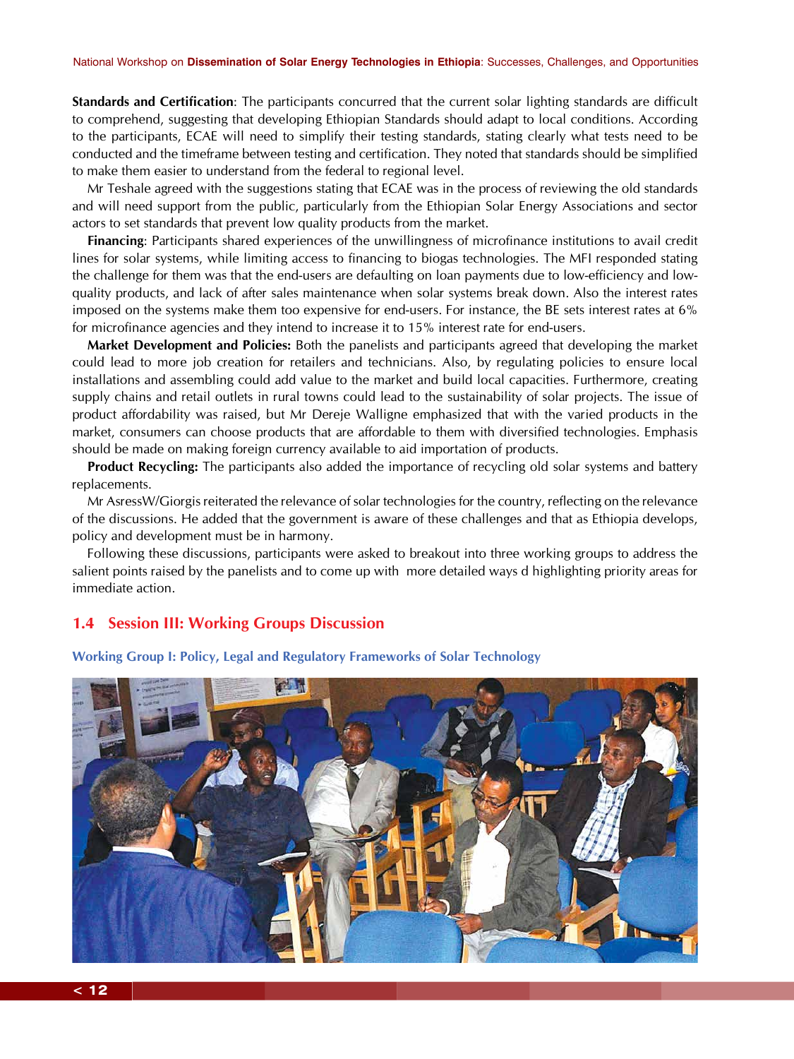**Standards and Certification**: The participants concurred that the current solar lighting standards are difficult to comprehend, suggesting that developing Ethiopian Standards should adapt to local conditions. According to the participants, ECAE will need to simplify their testing standards, stating clearly what tests need to be conducted and the timeframe between testing and certification. They noted that standards should be simplified to make them easier to understand from the federal to regional level.

Mr Teshale agreed with the suggestions stating that ECAE was in the process of reviewing the old standards and will need support from the public, particularly from the Ethiopian Solar Energy Associations and sector actors to set standards that prevent low quality products from the market.

**Financing**: Participants shared experiences of the unwillingness of microfinance institutions to avail credit lines for solar systems, while limiting access to financing to biogas technologies. The MFI responded stating the challenge for them was that the end-users are defaulting on loan payments due to low-efficiency and low-quality products, and lack of after sales maintenance when solar systems break down. Also the interest rates imposed on the systems make them too expensive for end-users. For instance, the BE sets interest rates at 6% for microfinance agencies and they intend to increase it to 15% interest rate for end-users.

**Market Development and Policies:** Both the panelists and participants agreed that developing the market could lead to more job creation for retailers and technicians. Also, by regulating policies to ensure local installations and assembling could add value to the market and build local capacities. Furthermore, creating supply chains and retail outlets in rural towns could lead to the sustainability of solar projects. The issue of product affordability was raised, but Mr Dereje Wallig­ne emphasized that with the varied products in the market, consumers can choose products that are affordable to them with diversified technologies. Emphasis should be made on making foreign currency available to aid importation of products.

**Product Recycling:** The participants also added the importance of recycling old solar systems and battery replacements.

Mr AsressW/Giorgis reiterated the relevance of solar technologies for the country, reflecting on the relevance of the discussions. He added that the government is aware of these challenges and that as Ethiopia develops, policy and development must be in harmony.

Following these discussions, participants were asked to breakout into three working groups to address the salient points raised by the panelists and to come up with more detailed ways d highlighting priority areas for immediate action.

## 1.4 Session III: Working Groups Discussion

### Working Group I: Policy, Legal and Regulatory Frameworks of Solar Technology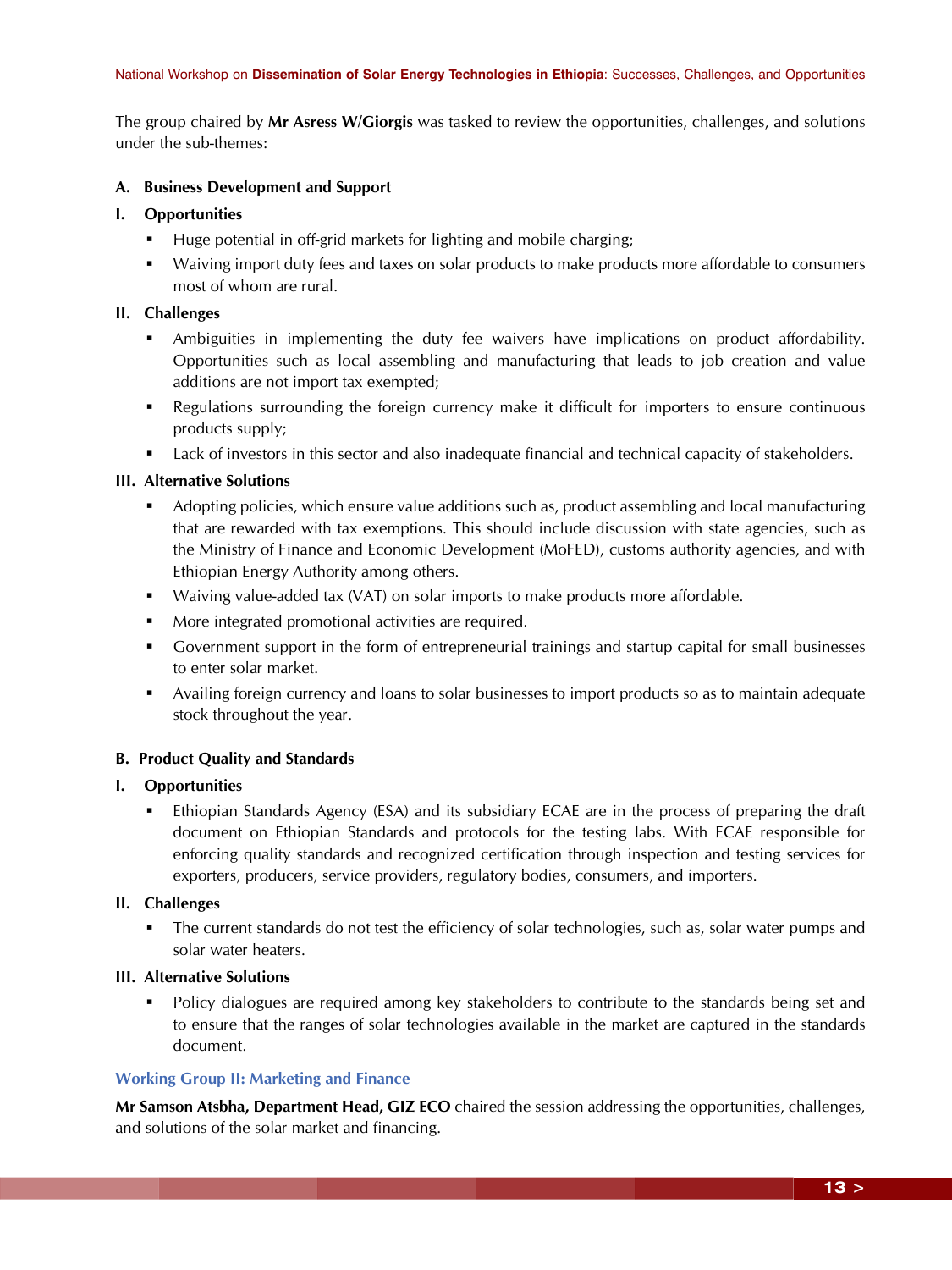The group chaired by **Mr Asress W/Giorgis** was tasked to review the opportunities, challenges, and solutions under the sub-themes:

### A. Business Development and Support

#### I. Opportunities

- Huge potential in off-grid markets for lighting and mobile charging;
- Waiving import duty fees and taxes on solar products to make products more affordable to consumers most of whom are rural.

#### II. Challenges

- Ambiguities in implementing the duty fee waivers have implications on product affordability. Opportunities such as local assembling and manufacturing that leads to job creation and value additions are not import tax exempted;
- Regulations surrounding the foreign currency make it difficult for importers to ensure continuous products supply;
- Lack of investors in this sector and also inadequate financial and technical capacity of stakeholders.

#### III. Alternative Solutions

- Adopting policies, which ensure value additions such as, product assembling and local manufacturing that are rewarded with tax exemptions. This should include discussion with state agencies, such as the Ministry of Finance and Economic Development (MoFED), customs authority agencies, and with Ethiopian Energy Authority among others.
- Waiving value-added tax (VAT) on solar imports to make products more affordable.
- More integrated promotional activities are required.
- Government support in the form of entrepreneurial trainings and startup capital for small businesses to enter solar market.
- Availing foreign currency and loans to solar businesses to import products so as to maintain adequate stock throughout the year.

### B. Product Quality and Standards

#### I. Opportunities

- Ethiopian Standards Agency (ESA) and its subsidiary ECAE are in the process of preparing the draft document on Ethiopian Standards and protocols for the testing labs. With ECAE responsible for enforcing quality standards and recognized certification through inspection and testing services for exporters, producers, service providers, regulatory bodies, consumers, and importers.

#### II. Challenges

- The current standards do not test the efficiency of solar technologies, such as, solar water pumps and solar water heaters.

#### III. Alternative Solutions

- Policy dialogues are required among key stakeholders to contribute to the standards being set and to ensure that the ranges of solar technologies available in the market are captured in the standards document.

## Working Group II: Marketing and Finance

**Mr Samson Atsbha, Department Head, GIZ ECO** chaired the session addressing the opportunities, challenges, and solutions of the solar market and financing.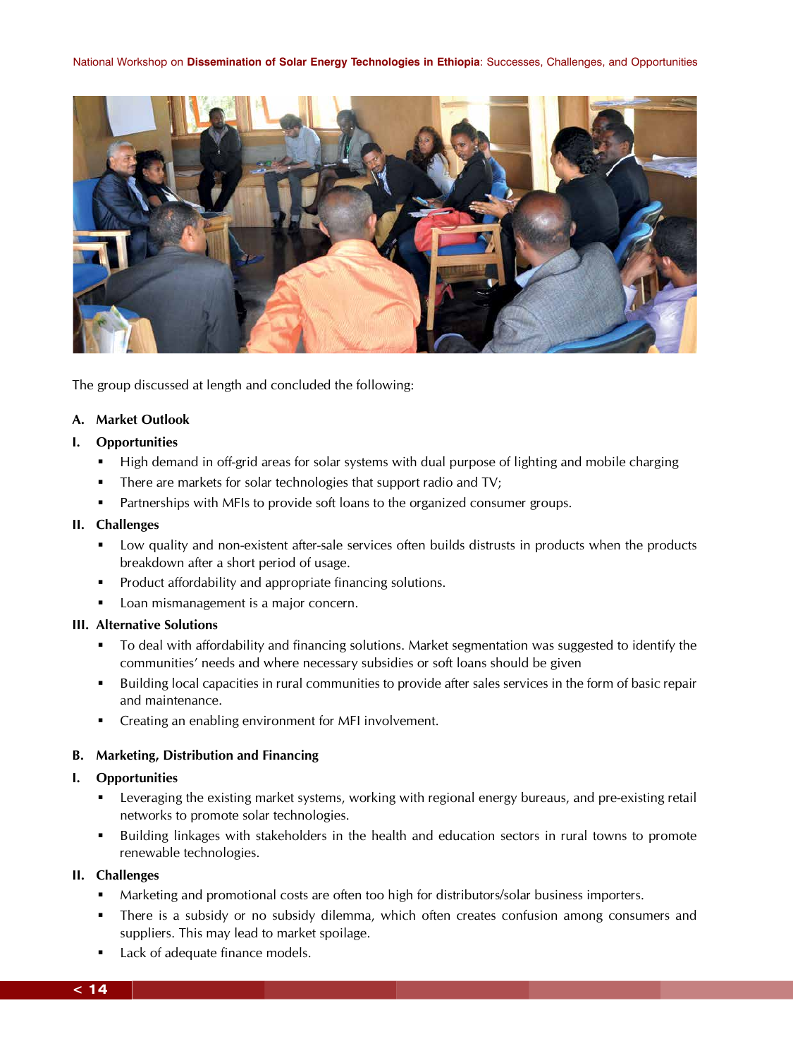The group discussed at length and concluded the following:

**A. Market Outlook**

**I. Opportunities**

- High demand in off-grid areas for solar systems with dual purpose of lighting and mobile charging
- There are markets for solar technologies that support radio and TV;
- Partnerships with MFIs to provide soft loans to the organized consumer groups.

**II. Challenges**

- Low quality and non-existent after-sale services often builds distrusts in products when the products breakdown after a short period of usage.
- Product affordability and appropriate financing solutions.
- Loan mismanagement is a major concern.

**III. Alternative Solutions**

- To deal with affordability and financing solutions. Market segmentation was suggested to identify the communities' needs and where necessary subsidies or soft loans should be given
- Building local capacities in rural communities to provide after sales services in the form of basic repair and maintenance.
- Creating an enabling environment for MFI involvement.

**B. Marketing, Distribution and Financing**

**I. Opportunities**

- Leveraging the existing market systems, working with regional energy bureaus, and pre-existing retail networks to promote solar technologies.
- Building linkages with stakeholders in the health and education sectors in rural towns to promote renewable technologies.

**II. Challenges**

- Marketing and promotional costs are often too high for distributors/solar business importers.
- There is a subsidy or no subsidy dilemma, which often creates confusion among consumers and suppliers. This may lead to market spoilage.
- Lack of adequate finance models.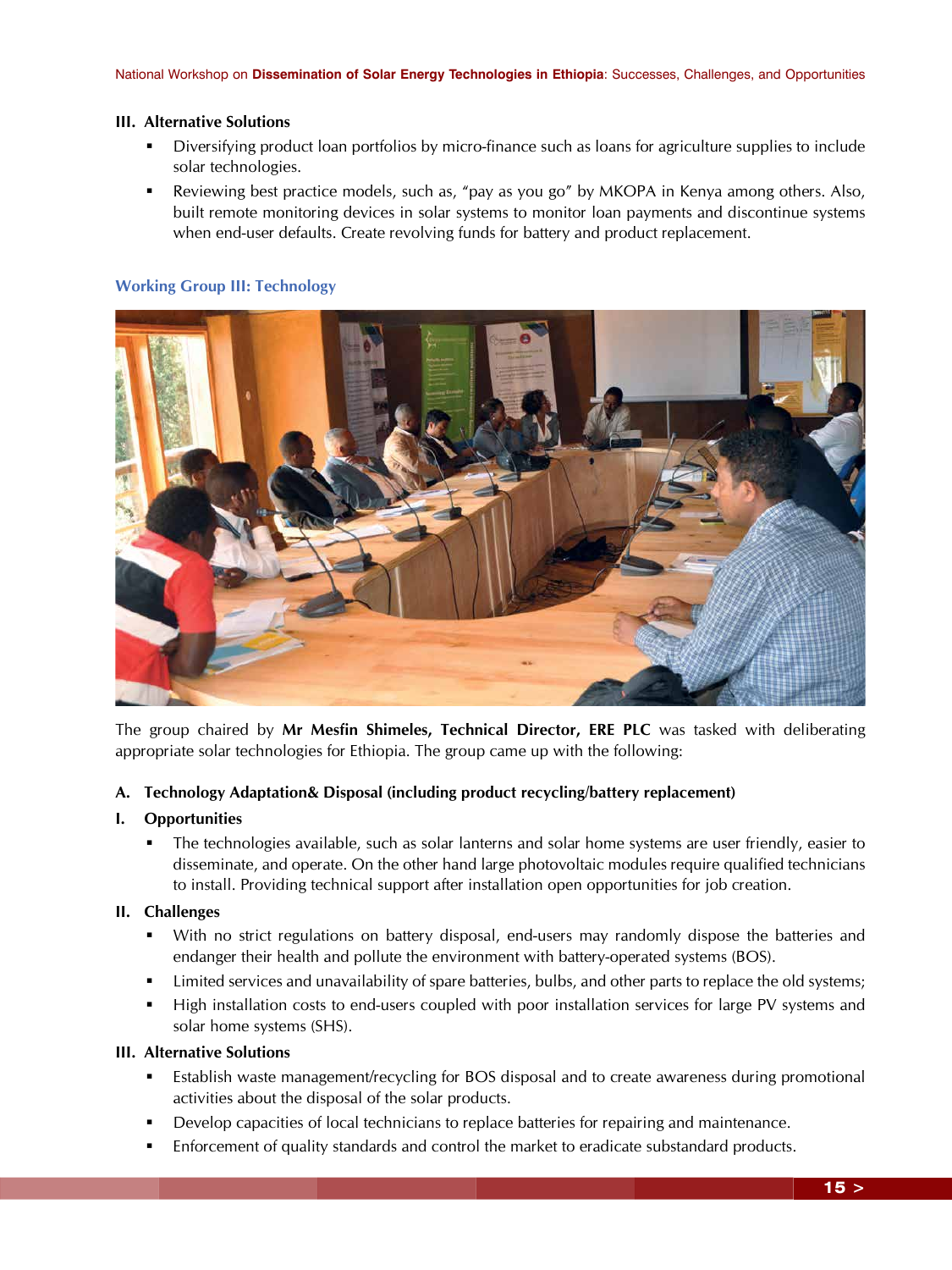### III. Alternative Solutions

- Diversifying product loan portfolios by micro-finance such as loans for agriculture supplies to include solar technologies.
- Reviewing best practice models, such as, "pay as you go" by MKOPA in Kenya among others. Also, built remote monitoring devices in solar systems to monitor loan payments and discontinue systems when end-user defaults. Create revolving funds for battery and product replacement.

## Working Group III: Technology

The group chaired by **Mr Mesfin Shimeles, Technical Director, ERE PLC** was tasked with deliberating appropriate solar technologies for Ethiopia. The group came up with the following:

### A. Technology Adaptation& Disposal (including product recycling/battery replacement)

### I. Opportunities

- The technologies available, such as solar lanterns and solar home systems are user friendly, easier to disseminate, and operate. On the other hand large photovoltaic modules require qualified technicians to install. Providing technical support after installation open opportunities for job creation.

### II. Challenges

- With no strict regulations on battery disposal, end-users may randomly dispose the batteries and endanger their health and pollute the environment with battery-operated systems (BOS).
- Limited services and unavailability of spare batteries, bulbs, and other parts to replace the old systems;
- High installation costs to end-users coupled with poor installation services for large PV systems and solar home systems (SHS).

### III. Alternative Solutions

- Establish waste management/recycling for BOS disposal and to create awareness during promotional activities about the disposal of the solar products.
- Develop capacities of local technicians to replace batteries for repairing and maintenance.
- Enforcement of quality standards and control the market to eradicate substandard products.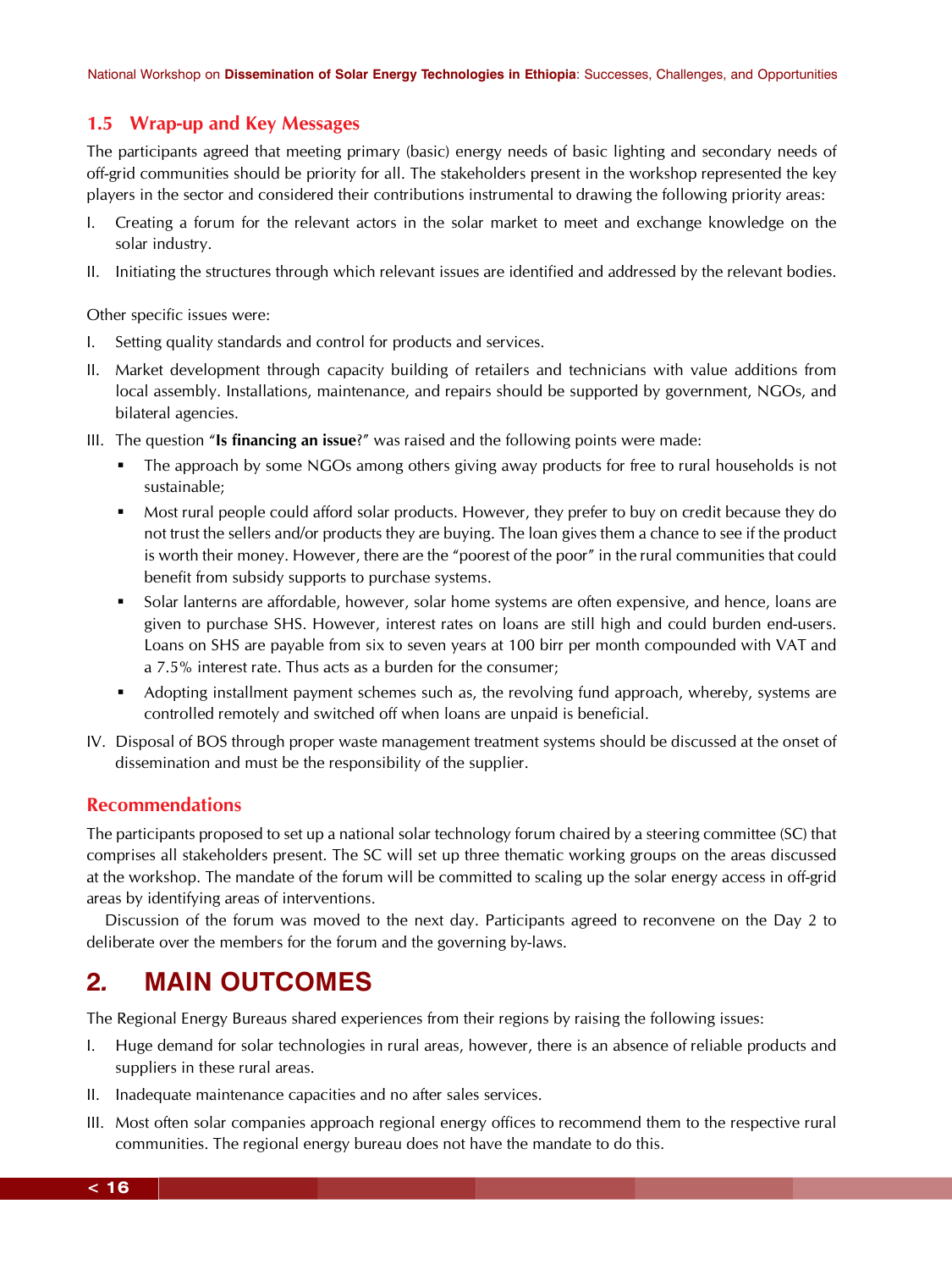## 1.5 Wrap-up and Key Messages

The participants agreed that meeting primary (basic) energy needs of basic lighting and secondary needs of off-grid communities should be priority for all. The stakeholders present in the workshop represented the key players in the sector and considered their contributions instrumental to drawing the following priority areas:

I. Creating a forum for the relevant actors in the solar market to meet and exchange knowledge on the solar industry.

II. Initiating the structures through which relevant issues are identified and addressed by the relevant bodies.

Other specific issues were:

I. Setting quality standards and control for products and services.

II. Market development through capacity building of retailers and technicians with value additions from local assembly. Installations, maintenance, and repairs should be supported by government, NGOs, and bilateral agencies.

III. The question "**Is financing an issue**?" was raised and the following points were made:

- The approach by some NGOs among others giving away products for free to rural households is not sustainable;
- Most rural people could afford solar products. However, they prefer to buy on credit because they do not trust the sellers and/or products they are buying. The loan gives them a chance to see if the product is worth their money. However, there are the "poorest of the poor" in the rural communities that could benefit from subsidy supports to purchase systems.
- Solar lanterns are affordable, however, solar home systems are often expensive, and hence, loans are given to purchase SHS. However, interest rates on loans are still high and could burden end-users. Loans on SHS are payable from six to seven years at 100 birr per month compounded with VAT and a 7.5% interest rate. Thus acts as a burden for the consumer;
- Adopting installment payment schemes such as, the revolving fund approach, whereby, systems are controlled remotely and switched off when loans are unpaid is beneficial.

IV. Disposal of BOS through proper waste management treatment systems should be discussed at the onset of dissemination and must be the responsibility of the supplier.

### Recommendations

The participants proposed to set up a national solar technology forum chaired by a steering committee (SC) that comprises all stakeholders present. The SC will set up three thematic working groups on the areas discussed at the workshop. The mandate of the forum will be committed to scaling up the solar energy access in off-grid areas by identifying areas of interventions.

Discussion of the forum was moved to the next day. Participants agreed to reconvene on the Day 2 to deliberate over the members for the forum and the governing by-laws.

# 2. MAIN OUTCOMES

The Regional Energy Bureaus shared experiences from their regions by raising the following issues:

I. Huge demand for solar technologies in rural areas, however, there is an absence of reliable products and suppliers in these rural areas.

II. Inadequate maintenance capacities and no after sales services.

III. Most often solar companies approach regional energy offices to recommend them to the respective rural communities. The regional energy bureau does not have the mandate to do this.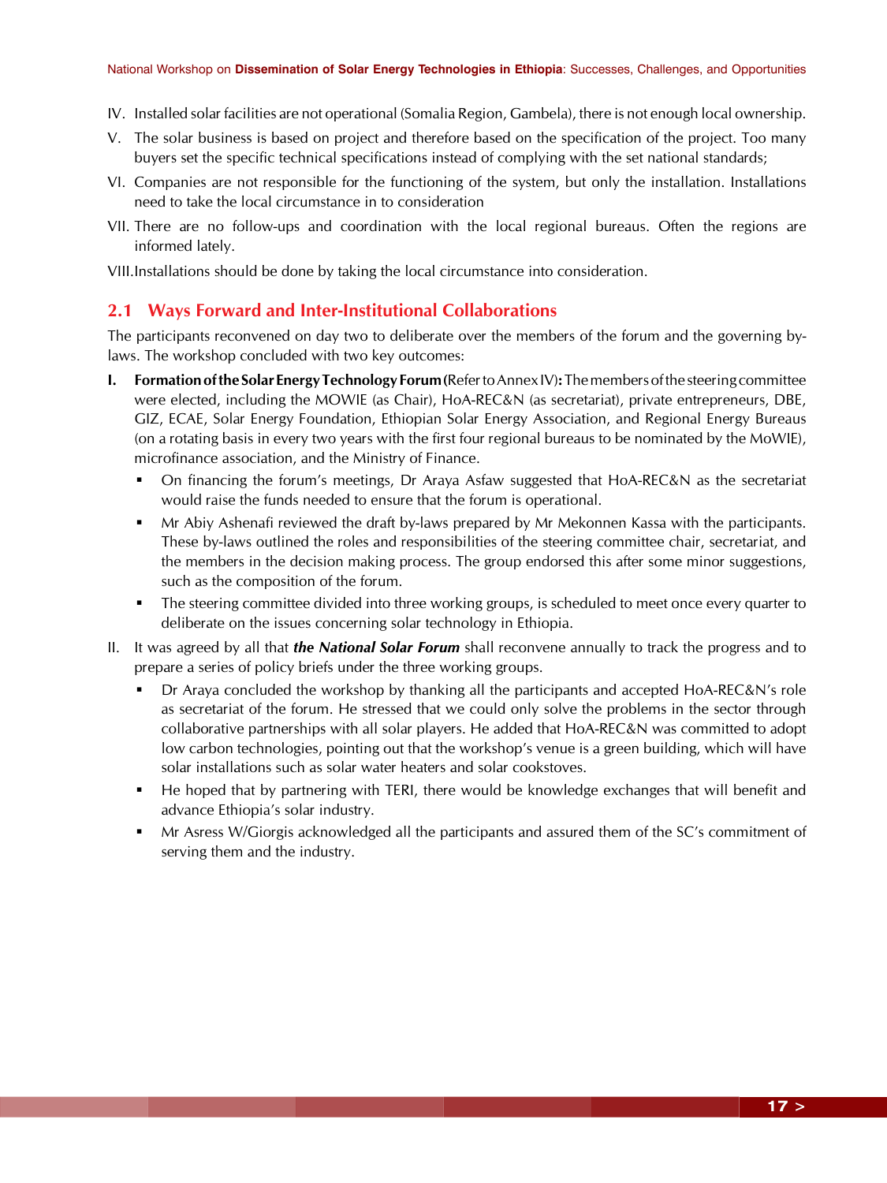IV. Installed solar facilities are not operational (Somalia Region, Gambela), there is not enough local ownership.

V. The solar business is based on project and therefore based on the specification of the project. Too many buyers set the specific technical specifications instead of complying with the set national standards;

VI. Companies are not responsible for the functioning of the system, but only the installation. Installations need to take the local circumstance in to consideration

VII. There are no follow-ups and coordination with the local regional bureaus. Often the regions are informed lately.

VIII. Installations should be done by taking the local circumstance into consideration.

## 2.1 Ways Forward and Inter-Institutional Collaborations

The participants reconvened on day two to deliberate over the members of the forum and the governing by-laws. The workshop concluded with two key outcomes:

**I. Formation of the Solar Energy Technology Forum** (Refer to Annex IV)**:** The members of the steering committee were elected, including the MOWIE (as Chair), HoA-REC&N (as secretariat), private entrepreneurs, DBE, GIZ, ECAE, Solar Energy Foundation, Ethiopian Solar Energy Association, and Regional Energy Bureaus (on a rotating basis in every two years with the first four regional bureaus to be nominated by the MoWIE), microfinance association, and the Ministry of Finance.

- On financing the forum's meetings, Dr Araya Asfaw suggested that HoA-REC&N as the secretariat would raise the funds needed to ensure that the forum is operational.
- Mr Abiy Ashenafi reviewed the draft by-laws prepared by Mr Mekonnen Kassa with the participants. These by-laws outlined the roles and responsibilities of the steering committee chair, secretariat, and the members in the decision making process. The group endorsed this after some minor suggestions, such as the composition of the forum.
- The steering committee divided into three working groups, is scheduled to meet once every quarter to deliberate on the issues concerning solar technology in Ethiopia.

II. It was agreed by all that ***the National Solar Forum*** shall reconvene annually to track the progress and to prepare a series of policy briefs under the three working groups.

- Dr Araya concluded the workshop by thanking all the participants and accepted HoA-REC&N's role as secretariat of the forum. He stressed that we could only solve the problems in the sector through collaborative partnerships with all solar players. He added that HoA-REC&N was committed to adopt low carbon technologies, pointing out that the workshop's venue is a green building, which will have solar installations such as solar water heaters and solar cookstoves.
- He hoped that by partnering with TERI, there would be knowledge exchanges that will benefit and advance Ethiopia's solar industry.
- Mr Asress W/Giorgis acknowledged all the participants and assured them of the SC's commitment of serving them and the industry.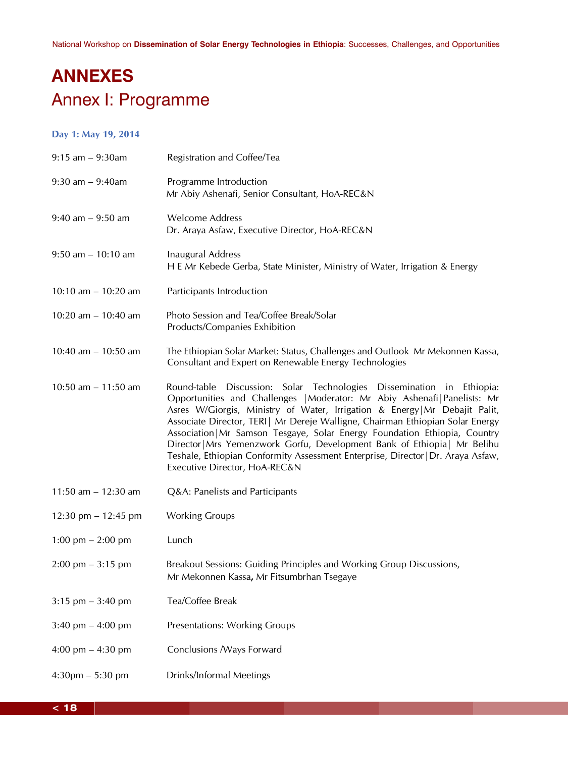# ANNEXES

## Annex I: Programme

### Day 1: May 19, 2014

| | |
|---|---|
| 9:15 am – 9:30am | Registration and Coffee/Tea |
| 9:30 am – 9:40am | Programme Introduction<br>Mr Abiy Ashenafi, Senior Consultant, HoA-REC&N |
| 9:40 am – 9:50 am | Welcome Address<br>Dr. Araya Asfaw, Executive Director, HoA-REC&N |
| 9:50 am – 10:10 am | Inaugural Address<br>H E Mr Kebede Gerba, State Minister, Ministry of Water, Irrigation & Energy |
| 10:10 am – 10:20 am | Participants Introduction |
| 10:20 am – 10:40 am | Photo Session and Tea/Coffee Break/Solar Products/Companies Exhibition |
| 10:40 am – 10:50 am | The Ethiopian Solar Market: Status, Challenges and Outlook Mr Mekonnen Kassa, Consultant and Expert on Renewable Energy Technologies |
| 10:50 am – 11:50 am | Round-table Discussion: Solar Technologies Dissemination in Ethiopia: Opportunities and Challenges \|Moderator: Mr Abiy Ashenafi\|Panelists: Mr Asres W/Giorgis, Ministry of Water, Irrigation & Energy\|Mr Debajit Palit, Associate Director, TERI\| Mr Dereje Walligne, Chairman Ethiopian Solar Energy Association\|Mr Samson Tesgaye, Solar Energy Foundation Ethiopia, Country Director\|Mrs Yemenzwork Gorfu, Development Bank of Ethiopia\| Mr Belihu Teshale, Ethiopian Conformity Assessment Enterprise, Director\|Dr. Araya Asfaw, Executive Director, HoA-REC&N |
| 11:50 am – 12:30 am | Q&A: Panelists and Participants |
| 12:30 pm – 12:45 pm | Working Groups |
| 1:00 pm – 2:00 pm | Lunch |
| 2:00 pm – 3:15 pm | Breakout Sessions: Guiding Principles and Working Group Discussions,<br>Mr Mekonnen Kassa**,** Mr Fitsumbrhan Tsegaye |
| 3:15 pm – 3:40 pm | Tea/Coffee Break |
| 3:40 pm – 4:00 pm | Presentations: Working Groups |
| 4:00 pm – 4:30 pm | Conclusions /Ways Forward |
| 4:30pm – 5:30 pm | Drinks/Informal Meetings |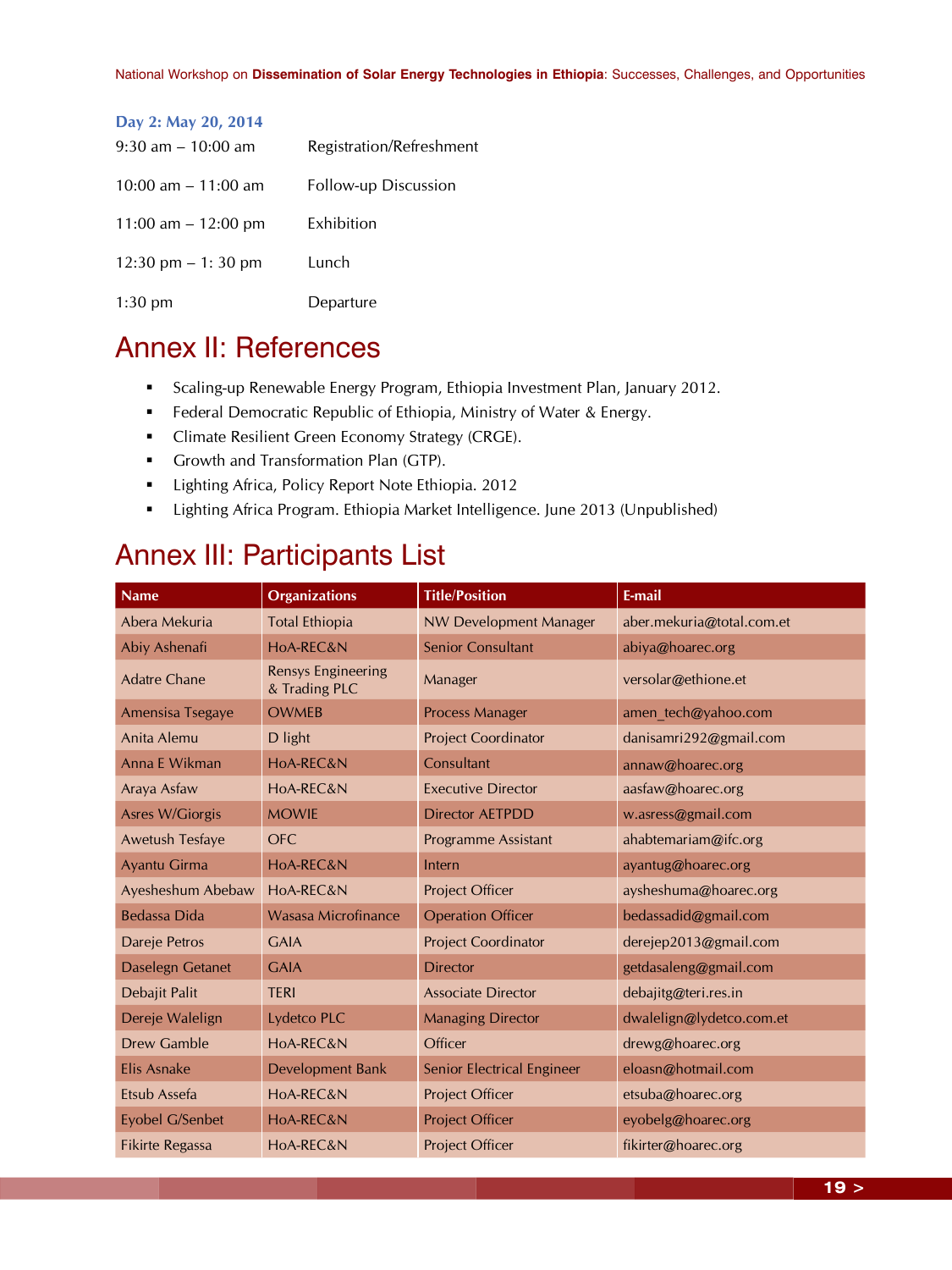**Day 2: May 20, 2014**

| | |
|---|---|
| 9:30 am – 10:00 am | Registration/Refreshment |
| 10:00 am – 11:00 am | Follow-up Discussion |
| 11:00 am – 12:00 pm | Exhibition |
| 12:30 pm – 1: 30 pm | Lunch |
| 1:30 pm | Departure |

# Annex II: References

- Scaling-up Renewable Energy Program, Ethiopia Investment Plan, January 2012.
- Federal Democratic Republic of Ethiopia, Ministry of Water & Energy.
- Climate Resilient Green Economy Strategy (CRGE).
- Growth and Transformation Plan (GTP).
- Lighting Africa, Policy Report Note Ethiopia. 2012
- Lighting Africa Program. Ethiopia Market Intelligence. June 2013 (Unpublished)

# Annex III: Participants List

| Name | Organizations | Title/Position | E-mail |
|---|---|---|---|
| Abera Mekuria | Total Ethiopia | NW Development Manager | aber.mekuria@total.com.et |
| Abiy Ashenafi | HoA-REC&N | Senior Consultant | abiya@hoarec.org |
| Adatre Chane | Rensys Engineering & Trading PLC | Manager | versolar@ethione.et |
| Amensisa Tsegaye | OWMEB | Process Manager | amen_tech@yahoo.com |
| Anita Alemu | D light | Project Coordinator | danisamri292@gmail.com |
| Anna E Wikman | HoA-REC&N | Consultant | annaw@hoarec.org |
| Araya Asfaw | HoA-REC&N | Executive Director | aasfaw@hoarec.org |
| Asres W/Giorgis | MOWIE | Director AETPDD | w.asress@gmail.com |
| Awetush Tesfaye | OFC | Programme Assistant | ahabtemariam@ifc.org |
| Ayantu Girma | HoA-REC&N | Intern | ayantug@hoarec.org |
| Ayesheshum Abebaw | HoA-REC&N | Project Officer | aysheshuma@hoarec.org |
| Bedassa Dida | Wasasa Microfinance | Operation Officer | bedassadid@gmail.com |
| Dareje Petros | GAIA | Project Coordinator | derejep2013@gmail.com |
| Daselegn Getanet | GAIA | Director | getdasaleng@gmail.com |
| Debajit Palit | TERI | Associate Director | debajitg@teri.res.in |
| Dereje Walelign | Lydetco PLC | Managing Director | dwalelign@lydetco.com.et |
| Drew Gamble | HoA-REC&N | Officer | drewg@hoarec.org |
| Elis Asnake | Development Bank | Senior Electrical Engineer | eloasn@hotmail.com |
| Etsub Assefa | HoA-REC&N | Project Officer | etsuba@hoarec.org |
| Eyobel G/Senbet | HoA-REC&N | Project Officer | eyobelg@hoarec.org |
| Fikirte Regassa | HoA-REC&N | Project Officer | fikirter@hoarec.org |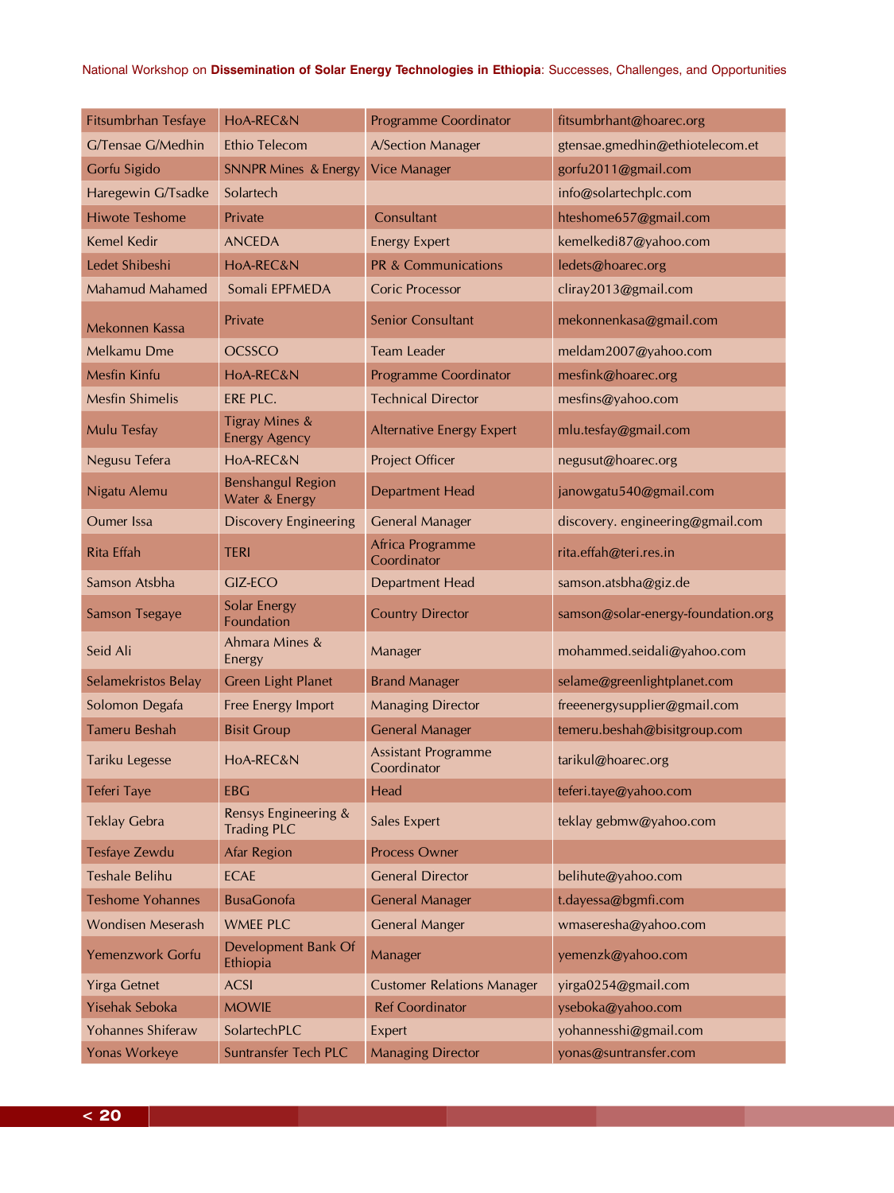| Fitsumbrhan Tesfaye | HoA-REC&N | Programme Coordinator | fitsumbrhant@hoarec.org |
|---|---|---|---|
| G/Tensae G/Medhin | Ethio Telecom | A/Section Manager | gtensae.gmedhin@ethiotelecom.et |
| Gorfu Sigido | SNNPR Mines & Energy | Vice Manager | gorfu2011@gmail.com |
| Haregewin G/Tsadke | Solartech | | info@solartechplc.com |
| Hiwote Teshome | Private | Consultant | hteshome657@gmail.com |
| Kemel Kedir | ANCEDA | Energy Expert | kemelkedi87@yahoo.com |
| Ledet Shibeshi | HoA-REC&N | PR & Communications | ledets@hoarec.org |
| Mahamud Mahamed | Somali EPFMEDA | Coric Processor | cliray2013@gmail.com |
| Mekonnen Kassa | Private | Senior Consultant | mekonnenkasa@gmail.com |
| Melkamu Dme | OCSSCO | Team Leader | meldam2007@yahoo.com |
| Mesfin Kinfu | HoA-REC&N | Programme Coordinator | mesfink@hoarec.org |
| Mesfin Shimelis | ERE PLC. | Technical Director | mesfins@yahoo.com |
| Mulu Tesfay | Tigray Mines & Energy Agency | Alternative Energy Expert | mlu.tesfay@gmail.com |
| Negusu Tefera | HoA-REC&N | Project Officer | negusut@hoarec.org |
| Nigatu Alemu | Benshangul Region Water & Energy | Department Head | janowgatu540@gmail.com |
| Oumer Issa | Discovery Engineering | General Manager | discovery. engineering@gmail.com |
| Rita Effah | TERI | Africa Programme Coordinator | rita.effah@teri.res.in |
| Samson Atsbha | GIZ-ECO | Department Head | samson.atsbha@giz.de |
| Samson Tsegaye | Solar Energy Foundation | Country Director | samson@solar-energy-foundation.org |
| Seid Ali | Ahmara Mines & Energy | Manager | mohammed.seidali@yahoo.com |
| Selamekristos Belay | Green Light Planet | Brand Manager | selame@greenlightplanet.com |
| Solomon Degafa | Free Energy Import | Managing Director | freeenergysupplier@gmail.com |
| Tameru Beshah | Bisit Group | General Manager | temeru.beshah@bisitgroup.com |
| Tariku Legesse | HoA-REC&N | Assistant Programme Coordinator | tarikul@hoarec.org |
| Teferi Taye | EBG | Head | teferi.taye@yahoo.com |
| Teklay Gebra | Rensys Engineering & Trading PLC | Sales Expert | teklay gebmw@yahoo.com |
| Tesfaye Zewdu | Afar Region | Process Owner | |
| Teshale Belihu | ECAE | General Director | belihute@yahoo.com |
| Teshome Yohannes | BusaGonofa | General Manager | t.dayessa@bgmfi.com |
| Wondisen Meserash | WMEE PLC | General Manger | wmaseresha@yahoo.com |
| Yemenzwork Gorfu | Development Bank Of Ethiopia | Manager | yemenzk@yahoo.com |
| Yirga Getnet | ACSI | Customer Relations Manager | yirga0254@gmail.com |
| Yisehak Seboka | MOWIE | Ref Coordinator | yseboka@yahoo.com |
| Yohannes Shiferaw | SolartechPLC | Expert | yohannesshi@gmail.com |
| Yonas Workeye | Suntransfer Tech PLC | Managing Director | yonas@suntransfer.com |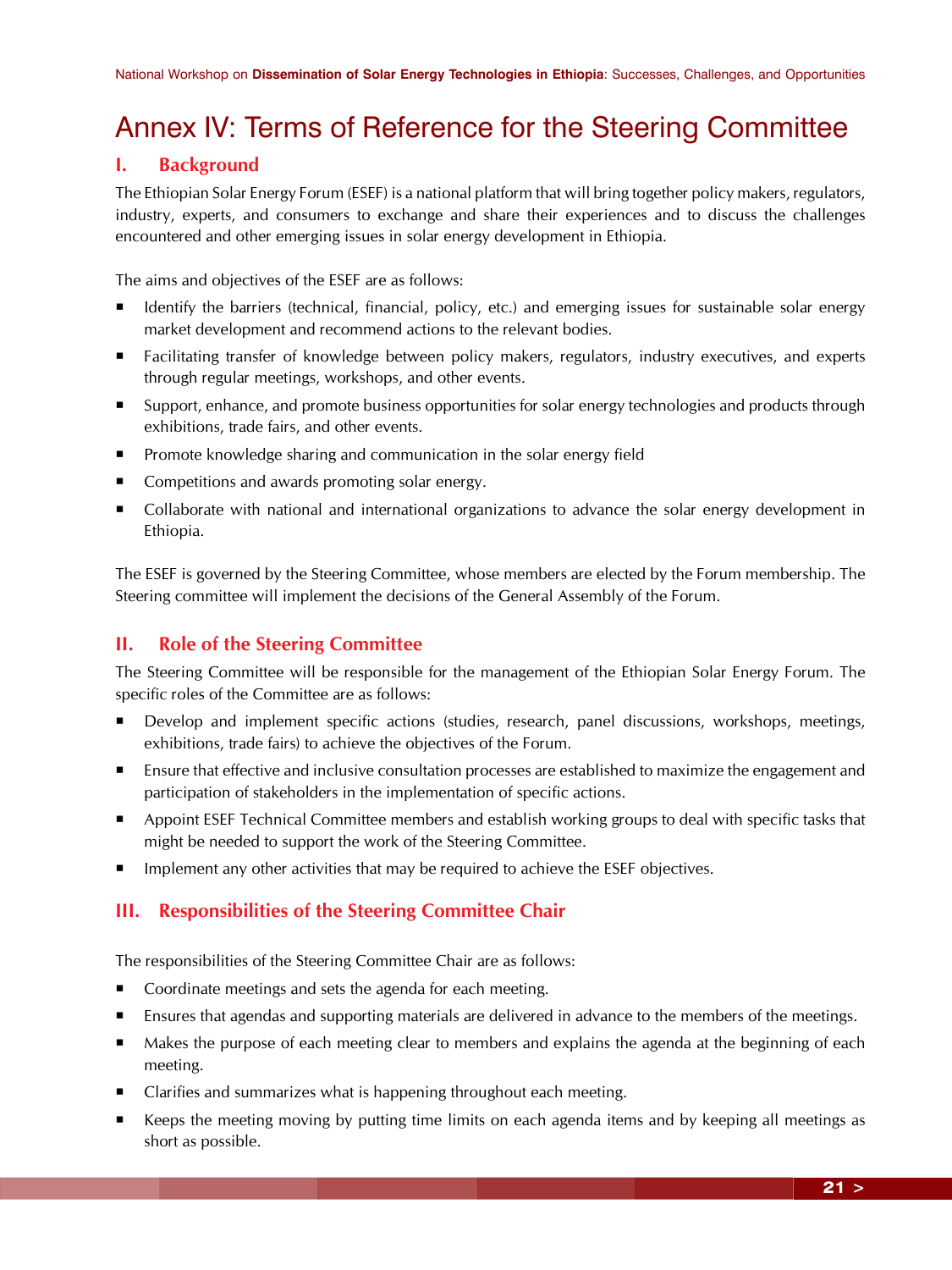# Annex IV: Terms of Reference for the Steering Committee

## I. Background

The Ethiopian Solar Energy Forum (ESEF) is a national platform that will bring together policy makers, regulators, industry, experts, and consumers to exchange and share their experiences and to discuss the challenges encountered and other emerging issues in solar energy development in Ethiopia.

The aims and objectives of the ESEF are as follows:

- Identify the barriers (technical, financial, policy, etc.) and emerging issues for sustainable solar energy market development and recommend actions to the relevant bodies.
- Facilitating transfer of knowledge between policy makers, regulators, industry executives, and experts through regular meetings, workshops, and other events.
- Support, enhance, and promote business opportunities for solar energy technologies and products through exhibitions, trade fairs, and other events.
- Promote knowledge sharing and communication in the solar energy field
- Competitions and awards promoting solar energy.
- Collaborate with national and international organizations to advance the solar energy development in Ethiopia.

The ESEF is governed by the Steering Committee, whose members are elected by the Forum membership. The Steering committee will implement the decisions of the General Assembly of the Forum.

## II. Role of the Steering Committee

The Steering Committee will be responsible for the management of the Ethiopian Solar Energy Forum. The specific roles of the Committee are as follows:

- Develop and implement specific actions (studies, research, panel discussions, workshops, meetings, exhibitions, trade fairs) to achieve the objectives of the Forum.
- Ensure that effective and inclusive consultation processes are established to maximize the engagement and participation of stakeholders in the implementation of specific actions.
- Appoint ESEF Technical Committee members and establish working groups to deal with specific tasks that might be needed to support the work of the Steering Committee.
- Implement any other activities that may be required to achieve the ESEF objectives.

## III. Responsibilities of the Steering Committee Chair

The responsibilities of the Steering Committee Chair are as follows:

- Coordinate meetings and sets the agenda for each meeting.
- Ensures that agendas and supporting materials are delivered in advance to the members of the meetings.
- Makes the purpose of each meeting clear to members and explains the agenda at the beginning of each meeting.
- Clarifies and summarizes what is happening throughout each meeting.
- Keeps the meeting moving by putting time limits on each agenda items and by keeping all meetings as short as possible.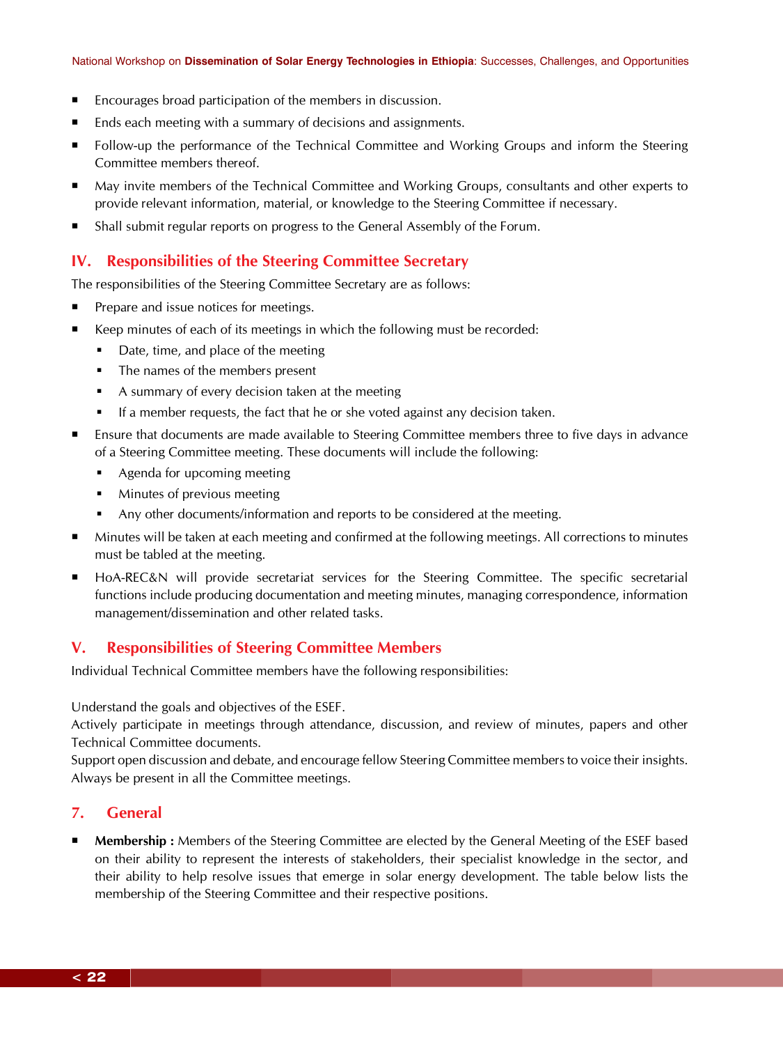- Encourages broad participation of the members in discussion.
- Ends each meeting with a summary of decisions and assignments.
- Follow-up the performance of the Technical Committee and Working Groups and inform the Steering Committee members thereof.
- May invite members of the Technical Committee and Working Groups, consultants and other experts to provide relevant information, material, or knowledge to the Steering Committee if necessary.
- Shall submit regular reports on progress to the General Assembly of the Forum.

## IV. Responsibilities of the Steering Committee Secretary

The responsibilities of the Steering Committee Secretary are as follows:

- Prepare and issue notices for meetings.
- Keep minutes of each of its meetings in which the following must be recorded:
  - Date, time, and place of the meeting
  - The names of the members present
  - A summary of every decision taken at the meeting
  - If a member requests, the fact that he or she voted against any decision taken.
- Ensure that documents are made available to Steering Committee members three to five days in advance of a Steering Committee meeting. These documents will include the following:
  - Agenda for upcoming meeting
  - Minutes of previous meeting
  - Any other documents/information and reports to be considered at the meeting.
- Minutes will be taken at each meeting and confirmed at the following meetings. All corrections to minutes must be tabled at the meeting.
- HoA-REC&N will provide secretariat services for the Steering Committee. The specific secretarial functions include producing documentation and meeting minutes, managing correspondence, information management/dissemination and other related tasks.

## V. Responsibilities of Steering Committee Members

Individual Technical Committee members have the following responsibilities:

Understand the goals and objectives of the ESEF.
Actively participate in meetings through attendance, discussion, and review of minutes, papers and other Technical Committee documents.
Support open discussion and debate, and encourage fellow Steering Committee members to voice their insights.
Always be present in all the Committee meetings.

## 7. General

- **Membership :** Members of the Steering Committee are elected by the General Meeting of the ESEF based on their ability to represent the interests of stakeholders, their specialist knowledge in the sector, and their ability to help resolve issues that emerge in solar energy development. The table below lists the membership of the Steering Committee and their respective positions.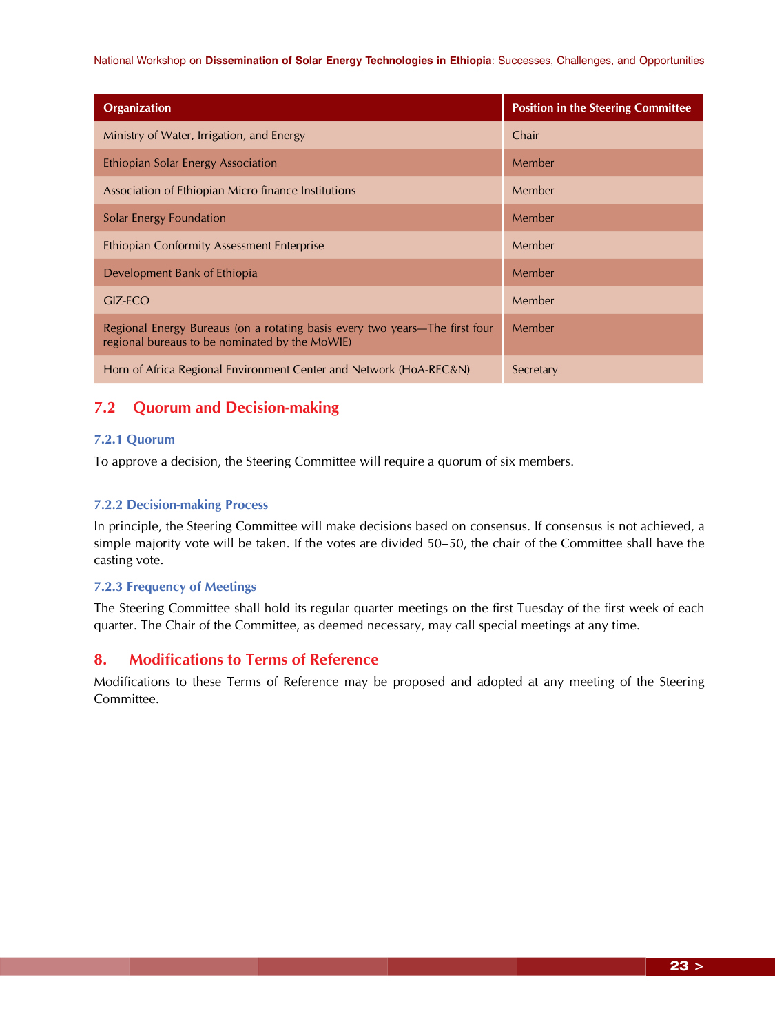| Organization | Position in the Steering Committee |
|---|---|
| Ministry of Water, Irrigation, and Energy | Chair |
| Ethiopian Solar Energy Association | Member |
| Association of Ethiopian Micro finance Institutions | Member |
| Solar Energy Foundation | Member |
| Ethiopian Conformity Assessment Enterprise | Member |
| Development Bank of Ethiopia | Member |
| GIZ-ECO | Member |
| Regional Energy Bureaus (on a rotating basis every two years—The first four regional bureaus to be nominated by the MoWIE) | Member |
| Horn of Africa Regional Environment Center and Network (HoA-REC&N) | Secretary |

## 7.2 Quorum and Decision-making

### 7.2.1 Quorum

To approve a decision, the Steering Committee will require a quorum of six members.

### 7.2.2 Decision-making Process

In principle, the Steering Committee will make decisions based on consensus. If consensus is not achieved, a simple majority vote will be taken. If the votes are divided 50–50, the chair of the Committee shall have the casting vote.

### 7.2.3 Frequency of Meetings

The Steering Committee shall hold its regular quarter meetings on the first Tuesday of the first week of each quarter. The Chair of the Committee, as deemed necessary, may call special meetings at any time.

## 8. Modifications to Terms of Reference

Modifications to these Terms of Reference may be proposed and adopted at any meeting of the Steering Committee.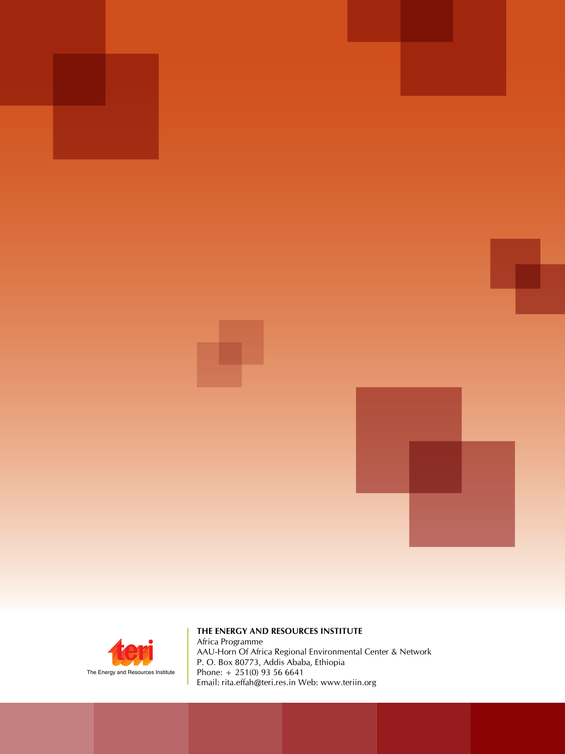The Energy and Resources Institute

**THE ENERGY AND RESOURCES INSTITUTE**

Africa Programme
AAU-Horn Of Africa Regional Environmental Center & Network
P. O. Box 80773, Addis Ababa, Ethiopia
Phone: + 251(0) 93 56 6641
Email: rita.effah@teri.res.in Web: www.teriin.org